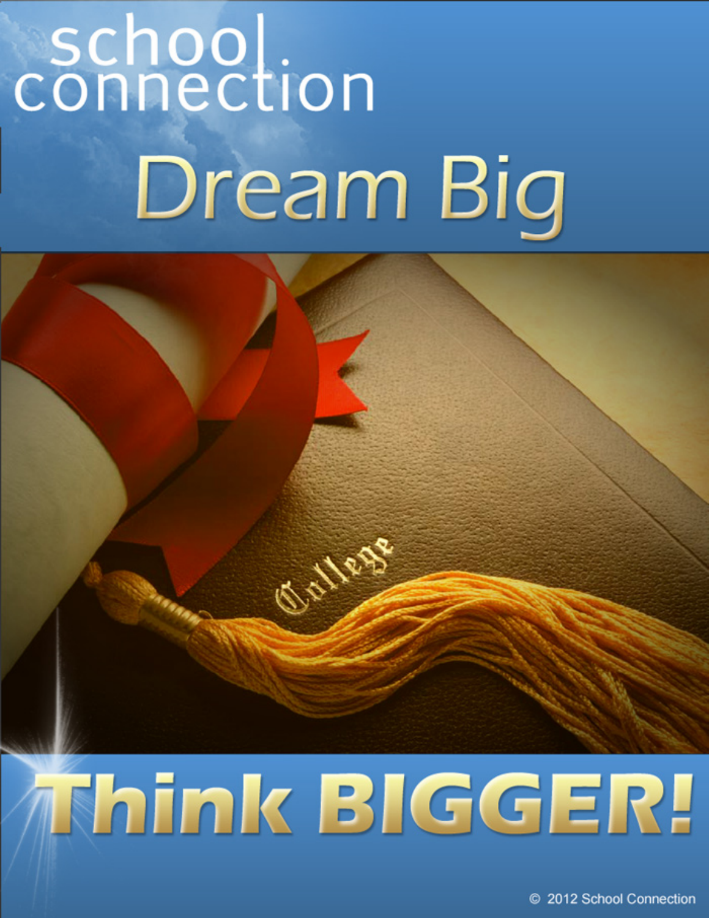school connection

# Dream Big

College

# Think BIGGER!

© 2012 School Connection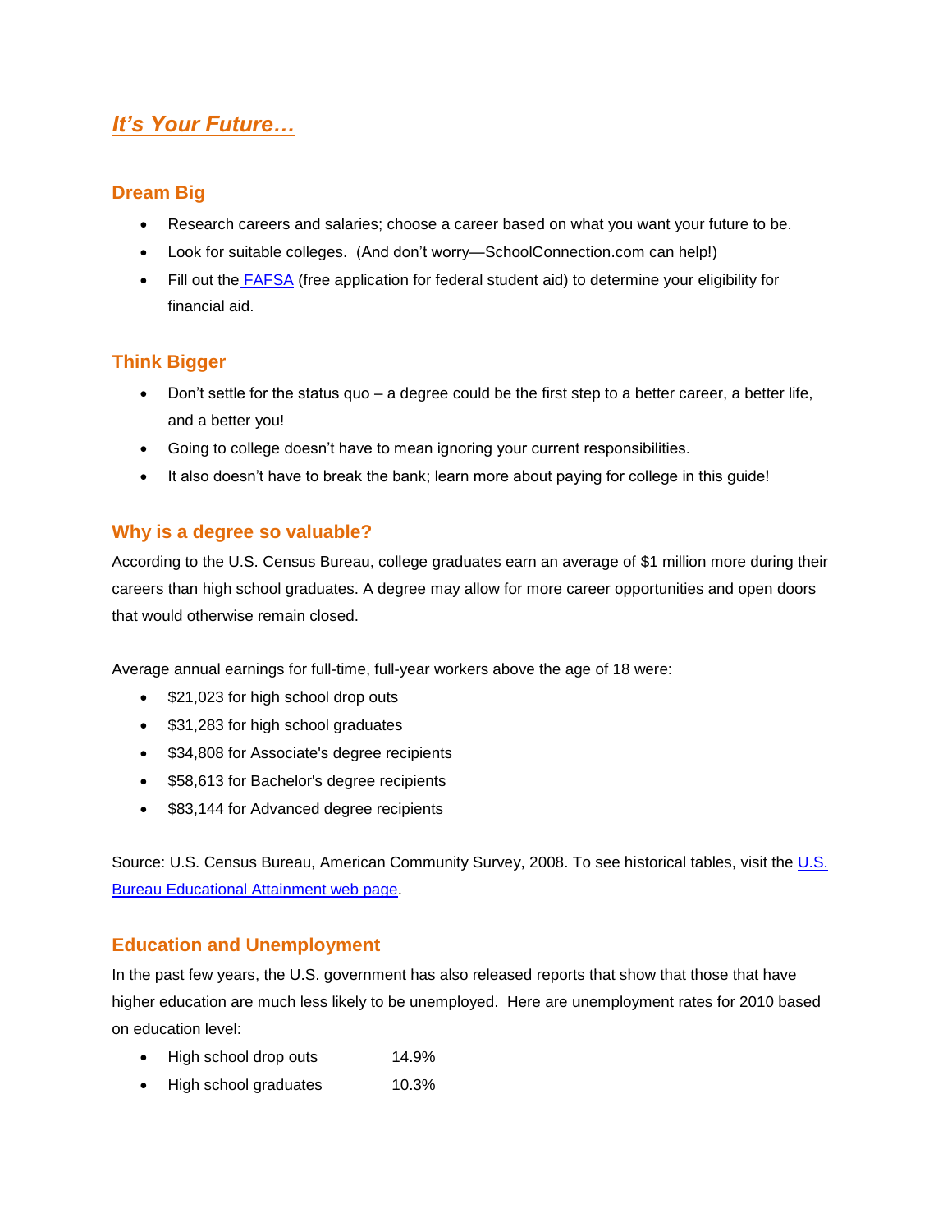# *It's Your Future…*

## Dream Big

- Research careers and salaries; choose a career based on what you want your future to be.
- Look for suitable colleges.  (And don't worry—SchoolConnection.com can help!)
- Fill out the FAFSA (free application for federal student aid) to determine your eligibility for financial aid.

## Think Bigger

- Don't settle for the status quo – a degree could be the first step to a better career, a better life, and a better you!
- Going to college doesn't have to mean ignoring your current responsibilities.
- It also doesn't have to break the bank; learn more about paying for college in this guide!

## Why is a degree so valuable?

According to the U.S. Census Bureau, college graduates earn an average of $1 million more during their careers than high school graduates. A degree may allow for more career opportunities and open doors that would otherwise remain closed.

Average annual earnings for full-time, full-year workers above the age of 18 were:

- $21,023 for high school drop outs
- $31,283 for high school graduates
- $34,808 for Associate's degree recipients
- $58,613 for Bachelor's degree recipients
- $83,144 for Advanced degree recipients

Source: U.S. Census Bureau, American Community Survey, 2008. To see historical tables, visit the U.S. Bureau Educational Attainment web page.

## Education and Unemployment

In the past few years, the U.S. government has also released reports that show that those that have higher education are much less likely to be unemployed.  Here are unemployment rates for 2010 based on education level:

- High school drop outs 14.9%
- High school graduates 10.3%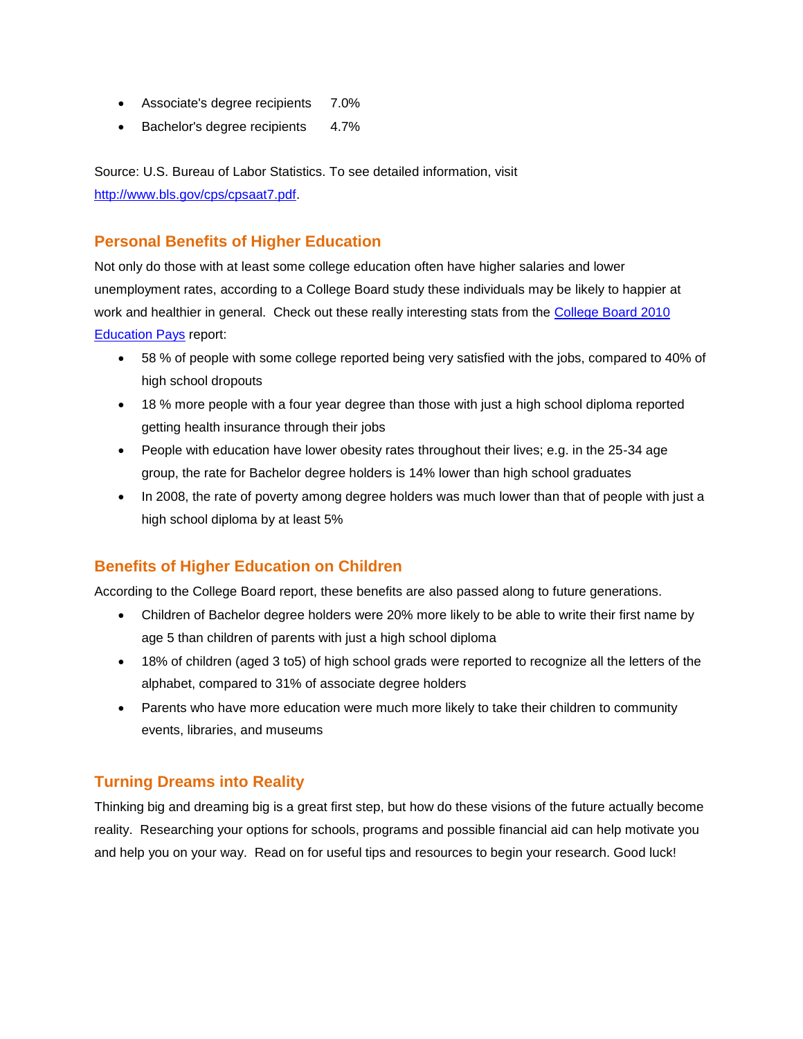- Associate's degree recipients 7.0%
- Bachelor's degree recipients 4.7%

Source: U.S. Bureau of Labor Statistics. To see detailed information, visit [http://www.bls.gov/cps/cpsaat7.pdf](http://www.bls.gov/cps/cpsaat7.pdf).

## Personal Benefits of Higher Education

Not only do those with at least some college education often have higher salaries and lower unemployment rates, according to a College Board study these individuals may be likely to happier at work and healthier in general. Check out these really interesting stats from the [College Board 2010 Education Pays](#) report:

- 58 % of people with some college reported being very satisfied with the jobs, compared to 40% of high school dropouts
- 18 % more people with a four year degree than those with just a high school diploma reported getting health insurance through their jobs
- People with education have lower obesity rates throughout their lives; e.g. in the 25-34 age group, the rate for Bachelor degree holders is 14% lower than high school graduates
- In 2008, the rate of poverty among degree holders was much lower than that of people with just a high school diploma by at least 5%

## Benefits of Higher Education on Children

According to the College Board report, these benefits are also passed along to future generations.

- Children of Bachelor degree holders were 20% more likely to be able to write their first name by age 5 than children of parents with just a high school diploma
- 18% of children (aged 3 to5) of high school grads were reported to recognize all the letters of the alphabet, compared to 31% of associate degree holders
- Parents who have more education were much more likely to take their children to community events, libraries, and museums

## Turning Dreams into Reality

Thinking big and dreaming big is a great first step, but how do these visions of the future actually become reality. Researching your options for schools, programs and possible financial aid can help motivate you and help you on your way. Read on for useful tips and resources to begin your research. Good luck!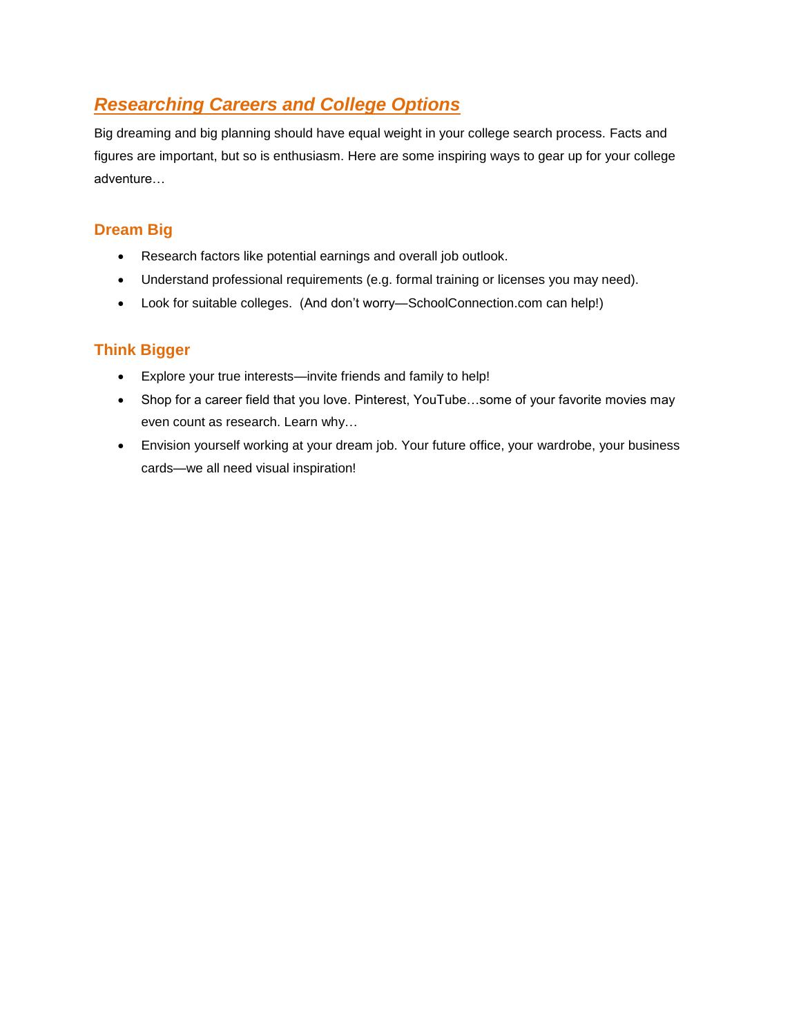## ***Researching Careers and College Options***

Big dreaming and big planning should have equal weight in your college search process. Facts and figures are important, but so is enthusiasm. Here are some inspiring ways to gear up for your college adventure…

### Dream Big

- Research factors like potential earnings and overall job outlook.
- Understand professional requirements (e.g. formal training or licenses you may need).
- Look for suitable colleges.  (And don't worry—SchoolConnection.com can help!)

### Think Bigger

- Explore your true interests—invite friends and family to help!
- Shop for a career field that you love. Pinterest, YouTube…some of your favorite movies may even count as research. Learn why…
- Envision yourself working at your dream job. Your future office, your wardrobe, your business cards—we all need visual inspiration!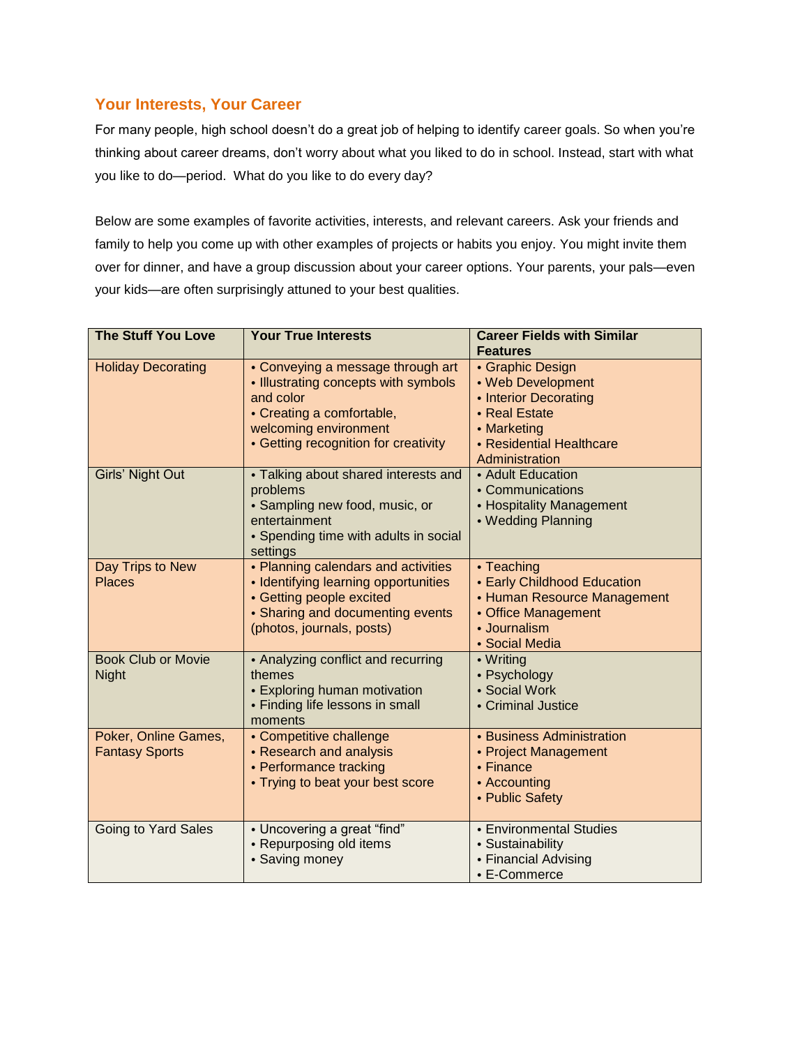## Your Interests, Your Career

For many people, high school doesn't do a great job of helping to identify career goals. So when you're thinking about career dreams, don't worry about what you liked to do in school. Instead, start with what you like to do—period. What do you like to do every day?

Below are some examples of favorite activities, interests, and relevant careers. Ask your friends and family to help you come up with other examples of projects or habits you enjoy. You might invite them over for dinner, and have a group discussion about your career options. Your parents, your pals—even your kids—are often surprisingly attuned to your best qualities.

| The Stuff You Love | Your True Interests | Career Fields with Similar Features |
|---|---|---|
| Holiday Decorating | • Conveying a message through art<br>• Illustrating concepts with symbols and color<br>• Creating a comfortable, welcoming environment<br>• Getting recognition for creativity | • Graphic Design<br>• Web Development<br>• Interior Decorating<br>• Real Estate<br>• Marketing<br>• Residential Healthcare Administration |
| Girls' Night Out | • Talking about shared interests and problems<br>• Sampling new food, music, or entertainment<br>• Spending time with adults in social settings | • Adult Education<br>• Communications<br>• Hospitality Management<br>• Wedding Planning |
| Day Trips to New Places | • Planning calendars and activities<br>• Identifying learning opportunities<br>• Getting people excited<br>• Sharing and documenting events (photos, journals, posts) | • Teaching<br>• Early Childhood Education<br>• Human Resource Management<br>• Office Management<br>• Journalism<br>• Social Media |
| Book Club or Movie Night | • Analyzing conflict and recurring themes<br>• Exploring human motivation<br>• Finding life lessons in small moments | • Writing<br>• Psychology<br>• Social Work<br>• Criminal Justice |
| Poker, Online Games, Fantasy Sports | • Competitive challenge<br>• Research and analysis<br>• Performance tracking<br>• Trying to beat your best score | • Business Administration<br>• Project Management<br>• Finance<br>• Accounting<br>• Public Safety |
| Going to Yard Sales | • Uncovering a great "find"<br>• Repurposing old items<br>• Saving money | • Environmental Studies<br>• Sustainability<br>• Financial Advising<br>• E-Commerce |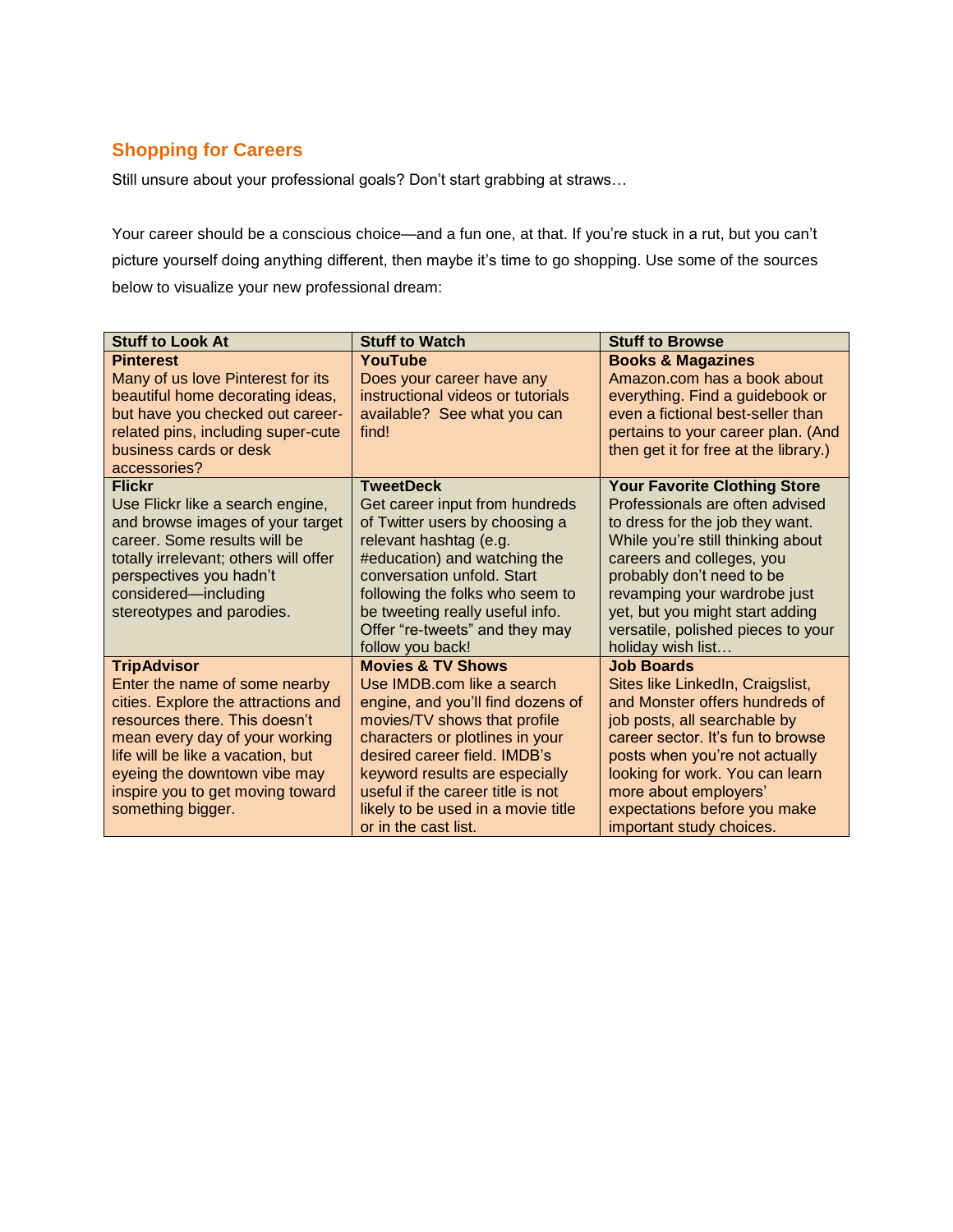## Shopping for Careers

Still unsure about your professional goals? Don't start grabbing at straws…

Your career should be a conscious choice—and a fun one, at that. If you're stuck in a rut, but you can't picture yourself doing anything different, then maybe it's time to go shopping. Use some of the sources below to visualize your new professional dream:

| Stuff to Look At | Stuff to Watch | Stuff to Browse |
|---|---|---|
| **Pinterest** Many of us love Pinterest for its beautiful home decorating ideas, but have you checked out career-related pins, including super-cute business cards or desk accessories? | **YouTube** Does your career have any instructional videos or tutorials available? See what you can find! | **Books & Magazines** Amazon.com has a book about everything. Find a guidebook or even a fictional best-seller than pertains to your career plan. (And then get it for free at the library.) |
| **Flickr** Use Flickr like a search engine, and browse images of your target career. Some results will be totally irrelevant; others will offer perspectives you hadn't considered—including stereotypes and parodies. | **TweetDeck** Get career input from hundreds of Twitter users by choosing a relevant hashtag (e.g. #education) and watching the conversation unfold. Start following the folks who seem to be tweeting really useful info. Offer "re-tweets" and they may follow you back! | **Your Favorite Clothing Store** Professionals are often advised to dress for the job they want. While you're still thinking about careers and colleges, you probably don't need to be revamping your wardrobe just yet, but you might start adding versatile, polished pieces to your holiday wish list… |
| **TripAdvisor** Enter the name of some nearby cities. Explore the attractions and resources there. This doesn't mean every day of your working life will be like a vacation, but eyeing the downtown vibe may inspire you to get moving toward something bigger. | **Movies & TV Shows** Use IMDB.com like a search engine, and you'll find dozens of movies/TV shows that profile characters or plotlines in your desired career field. IMDB's keyword results are especially useful if the career title is not likely to be used in a movie title or in the cast list. | **Job Boards** Sites like LinkedIn, Craigslist, and Monster offers hundreds of job posts, all searchable by career sector. It's fun to browse posts when you're not actually looking for work. You can learn more about employers' expectations before you make important study choices. |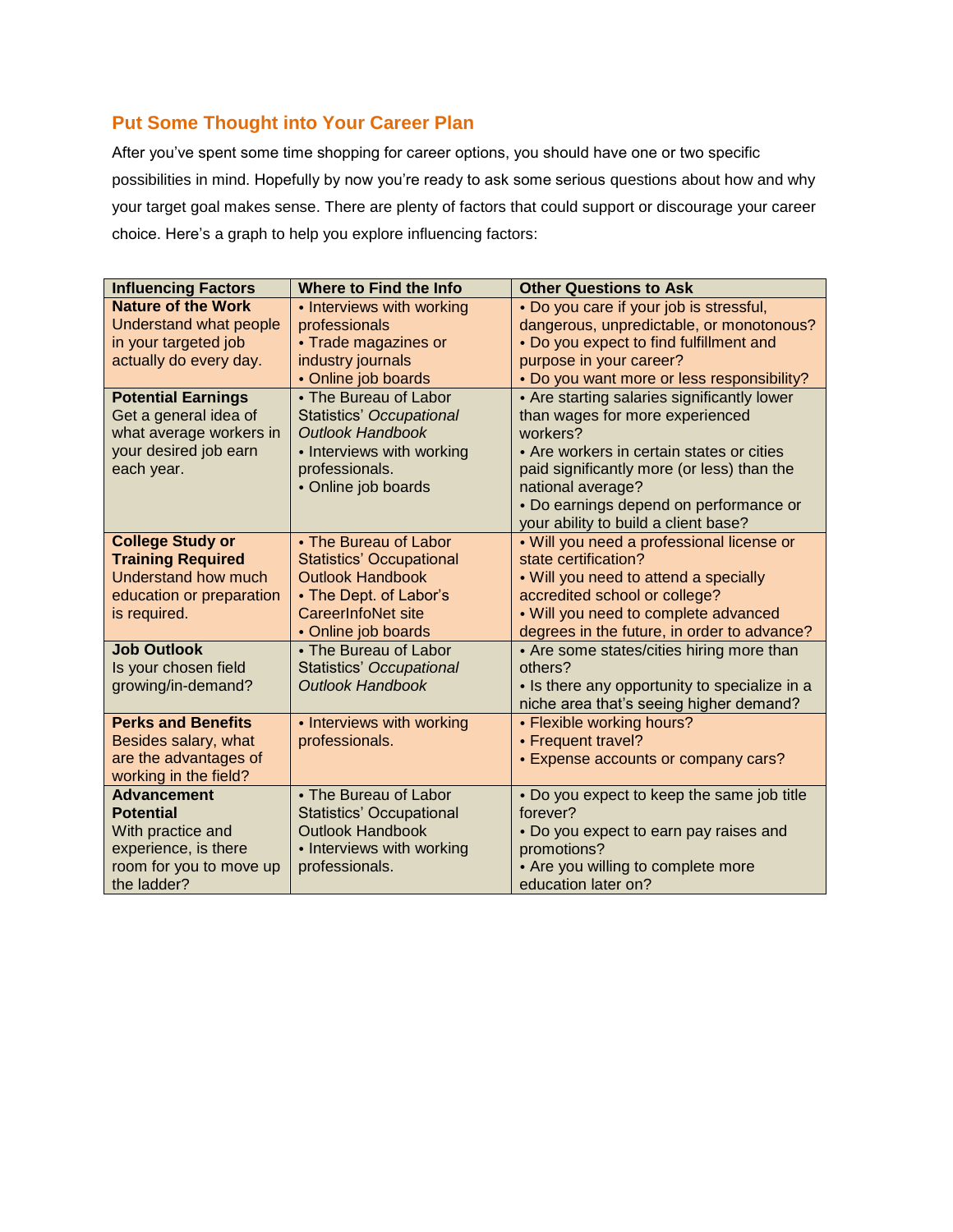## Put Some Thought into Your Career Plan

After you've spent some time shopping for career options, you should have one or two specific possibilities in mind. Hopefully by now you're ready to ask some serious questions about how and why your target goal makes sense. There are plenty of factors that could support or discourage your career choice. Here's a graph to help you explore influencing factors:

| Influencing Factors | Where to Find the Info | Other Questions to Ask |
|---|---|---|
| **Nature of the Work** Understand what people in your targeted job actually do every day. | • Interviews with working professionals • Trade magazines or industry journals • Online job boards | • Do you care if your job is stressful, dangerous, unpredictable, or monotonous? • Do you expect to find fulfillment and purpose in your career? • Do you want more or less responsibility? |
| **Potential Earnings** Get a general idea of what average workers in your desired job earn each year. | • The Bureau of Labor Statistics' *Occupational Outlook Handbook* • Interviews with working professionals. • Online job boards | • Are starting salaries significantly lower than wages for more experienced workers? • Are workers in certain states or cities paid significantly more (or less) than the national average? • Do earnings depend on performance or your ability to build a client base? |
| **College Study or Training Required** Understand how much education or preparation is required. | • The Bureau of Labor Statistics' Occupational Outlook Handbook • The Dept. of Labor's CareerInfoNet site • Online job boards | • Will you need a professional license or state certification? • Will you need to attend a specially accredited school or college? • Will you need to complete advanced degrees in the future, in order to advance? |
| **Job Outlook** Is your chosen field growing/in-demand? | • The Bureau of Labor Statistics' *Occupational Outlook Handbook* | • Are some states/cities hiring more than others? • Is there any opportunity to specialize in a niche area that's seeing higher demand? |
| **Perks and Benefits** Besides salary, what are the advantages of working in the field? | • Interviews with working professionals. | • Flexible working hours? • Frequent travel? • Expense accounts or company cars? |
| **Advancement Potential** With practice and experience, is there room for you to move up the ladder? | • The Bureau of Labor Statistics' Occupational Outlook Handbook • Interviews with working professionals. | • Do you expect to keep the same job title forever? • Do you expect to earn pay raises and promotions? • Are you willing to complete more education later on? |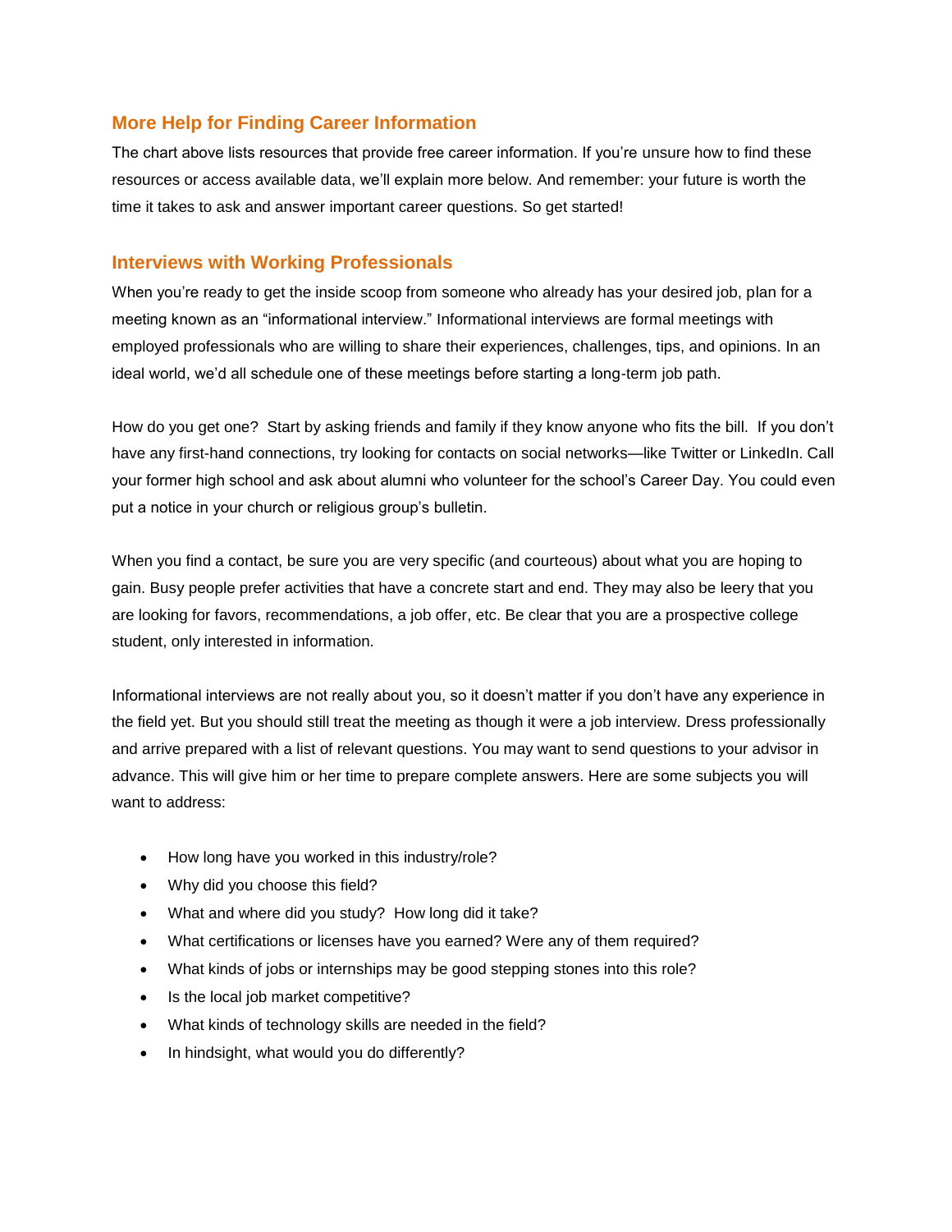## More Help for Finding Career Information

The chart above lists resources that provide free career information. If you're unsure how to find these resources or access available data, we'll explain more below. And remember: your future is worth the time it takes to ask and answer important career questions. So get started!

## Interviews with Working Professionals

When you're ready to get the inside scoop from someone who already has your desired job, plan for a meeting known as an "informational interview." Informational interviews are formal meetings with employed professionals who are willing to share their experiences, challenges, tips, and opinions. In an ideal world, we'd all schedule one of these meetings before starting a long-term job path.

How do you get one? Start by asking friends and family if they know anyone who fits the bill. If you don't have any first-hand connections, try looking for contacts on social networks—like Twitter or LinkedIn. Call your former high school and ask about alumni who volunteer for the school's Career Day. You could even put a notice in your church or religious group's bulletin.

When you find a contact, be sure you are very specific (and courteous) about what you are hoping to gain. Busy people prefer activities that have a concrete start and end. They may also be leery that you are looking for favors, recommendations, a job offer, etc. Be clear that you are a prospective college student, only interested in information.

Informational interviews are not really about you, so it doesn't matter if you don't have any experience in the field yet. But you should still treat the meeting as though it were a job interview. Dress professionally and arrive prepared with a list of relevant questions. You may want to send questions to your advisor in advance. This will give him or her time to prepare complete answers. Here are some subjects you will want to address:

- How long have you worked in this industry/role?
- Why did you choose this field?
- What and where did you study? How long did it take?
- What certifications or licenses have you earned? Were any of them required?
- What kinds of jobs or internships may be good stepping stones into this role?
- Is the local job market competitive?
- What kinds of technology skills are needed in the field?
- In hindsight, what would you do differently?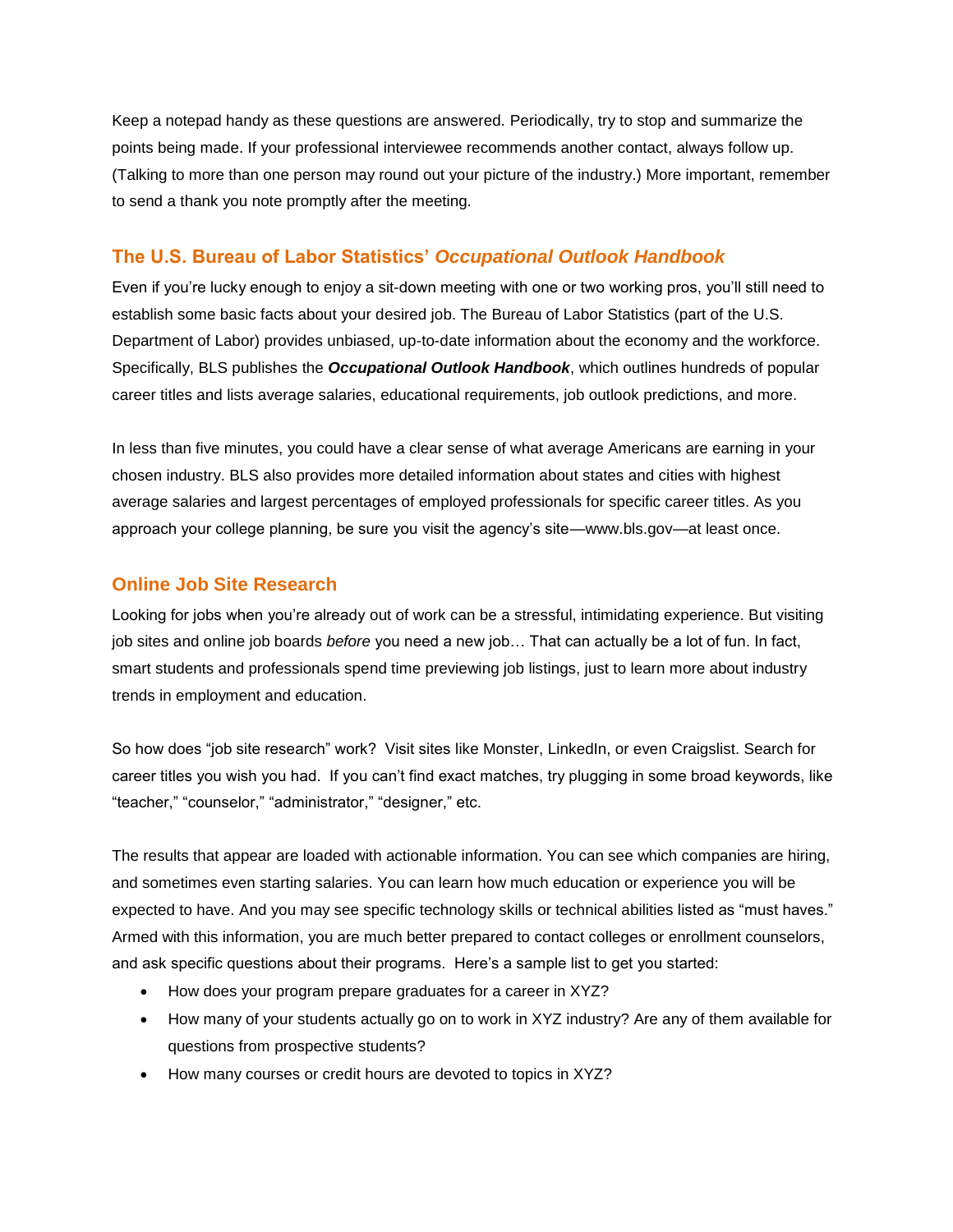Keep a notepad handy as these questions are answered. Periodically, try to stop and summarize the points being made. If your professional interviewee recommends another contact, always follow up. (Talking to more than one person may round out your picture of the industry.) More important, remember to send a thank you note promptly after the meeting.

## The U.S. Bureau of Labor Statistics' *Occupational Outlook Handbook*

Even if you're lucky enough to enjoy a sit-down meeting with one or two working pros, you'll still need to establish some basic facts about your desired job. The Bureau of Labor Statistics (part of the U.S. Department of Labor) provides unbiased, up-to-date information about the economy and the workforce. Specifically, BLS publishes the ***Occupational Outlook Handbook***, which outlines hundreds of popular career titles and lists average salaries, educational requirements, job outlook predictions, and more.

In less than five minutes, you could have a clear sense of what average Americans are earning in your chosen industry. BLS also provides more detailed information about states and cities with highest average salaries and largest percentages of employed professionals for specific career titles. As you approach your college planning, be sure you visit the agency's site—www.bls.gov—at least once.

## Online Job Site Research

Looking for jobs when you're already out of work can be a stressful, intimidating experience. But visiting job sites and online job boards *before* you need a new job… That can actually be a lot of fun. In fact, smart students and professionals spend time previewing job listings, just to learn more about industry trends in employment and education.

So how does "job site research" work? Visit sites like Monster, LinkedIn, or even Craigslist. Search for career titles you wish you had. If you can't find exact matches, try plugging in some broad keywords, like "teacher," "counselor," "administrator," "designer," etc.

The results that appear are loaded with actionable information. You can see which companies are hiring, and sometimes even starting salaries. You can learn how much education or experience you will be expected to have. And you may see specific technology skills or technical abilities listed as "must haves." Armed with this information, you are much better prepared to contact colleges or enrollment counselors, and ask specific questions about their programs. Here's a sample list to get you started:

- How does your program prepare graduates for a career in XYZ?
- How many of your students actually go on to work in XYZ industry? Are any of them available for questions from prospective students?
- How many courses or credit hours are devoted to topics in XYZ?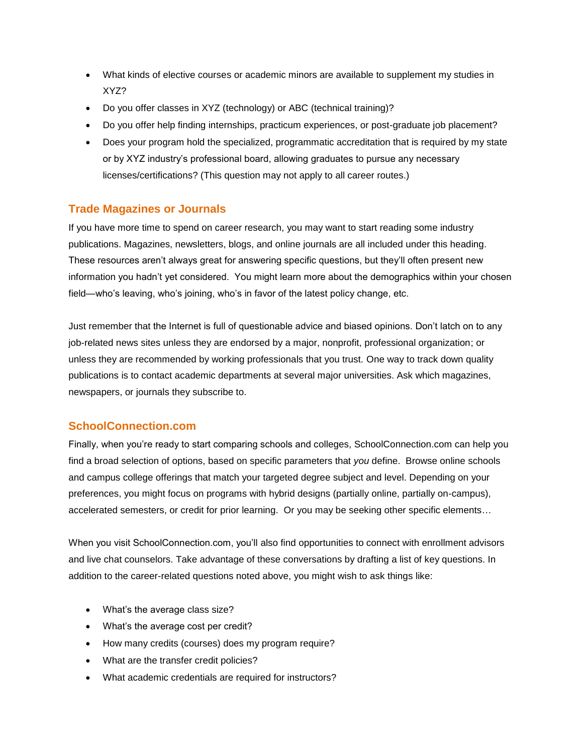- What kinds of elective courses or academic minors are available to supplement my studies in XYZ?
- Do you offer classes in XYZ (technology) or ABC (technical training)?
- Do you offer help finding internships, practicum experiences, or post-graduate job placement?
- Does your program hold the specialized, programmatic accreditation that is required by my state or by XYZ industry's professional board, allowing graduates to pursue any necessary licenses/certifications? (This question may not apply to all career routes.)

## Trade Magazines or Journals

If you have more time to spend on career research, you may want to start reading some industry publications. Magazines, newsletters, blogs, and online journals are all included under this heading. These resources aren't always great for answering specific questions, but they'll often present new information you hadn't yet considered. You might learn more about the demographics within your chosen field—who's leaving, who's joining, who's in favor of the latest policy change, etc.

Just remember that the Internet is full of questionable advice and biased opinions. Don't latch on to any job-related news sites unless they are endorsed by a major, nonprofit, professional organization; or unless they are recommended by working professionals that you trust. One way to track down quality publications is to contact academic departments at several major universities. Ask which magazines, newspapers, or journals they subscribe to.

## SchoolConnection.com

Finally, when you're ready to start comparing schools and colleges, SchoolConnection.com can help you find a broad selection of options, based on specific parameters that *you* define. Browse online schools and campus college offerings that match your targeted degree subject and level. Depending on your preferences, you might focus on programs with hybrid designs (partially online, partially on-campus), accelerated semesters, or credit for prior learning. Or you may be seeking other specific elements…

When you visit SchoolConnection.com, you'll also find opportunities to connect with enrollment advisors and live chat counselors. Take advantage of these conversations by drafting a list of key questions. In addition to the career-related questions noted above, you might wish to ask things like:

- What's the average class size?
- What's the average cost per credit?
- How many credits (courses) does my program require?
- What are the transfer credit policies?
- What academic credentials are required for instructors?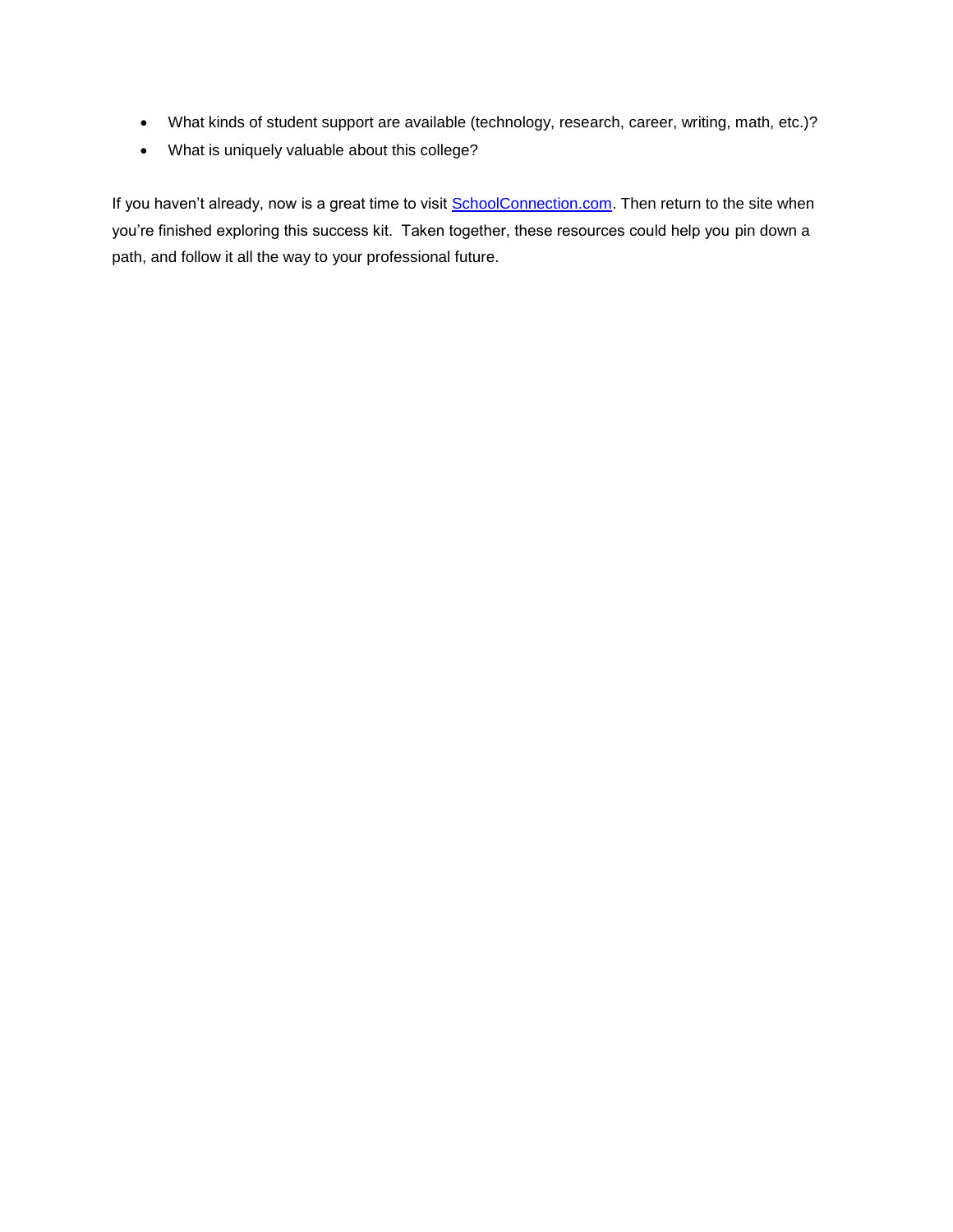- What kinds of student support are available (technology, research, career, writing, math, etc.)?
- What is uniquely valuable about this college?

If you haven't already, now is a great time to visit [SchoolConnection.com](SchoolConnection.com). Then return to the site when you're finished exploring this success kit. Taken together, these resources could help you pin down a path, and follow it all the way to your professional future.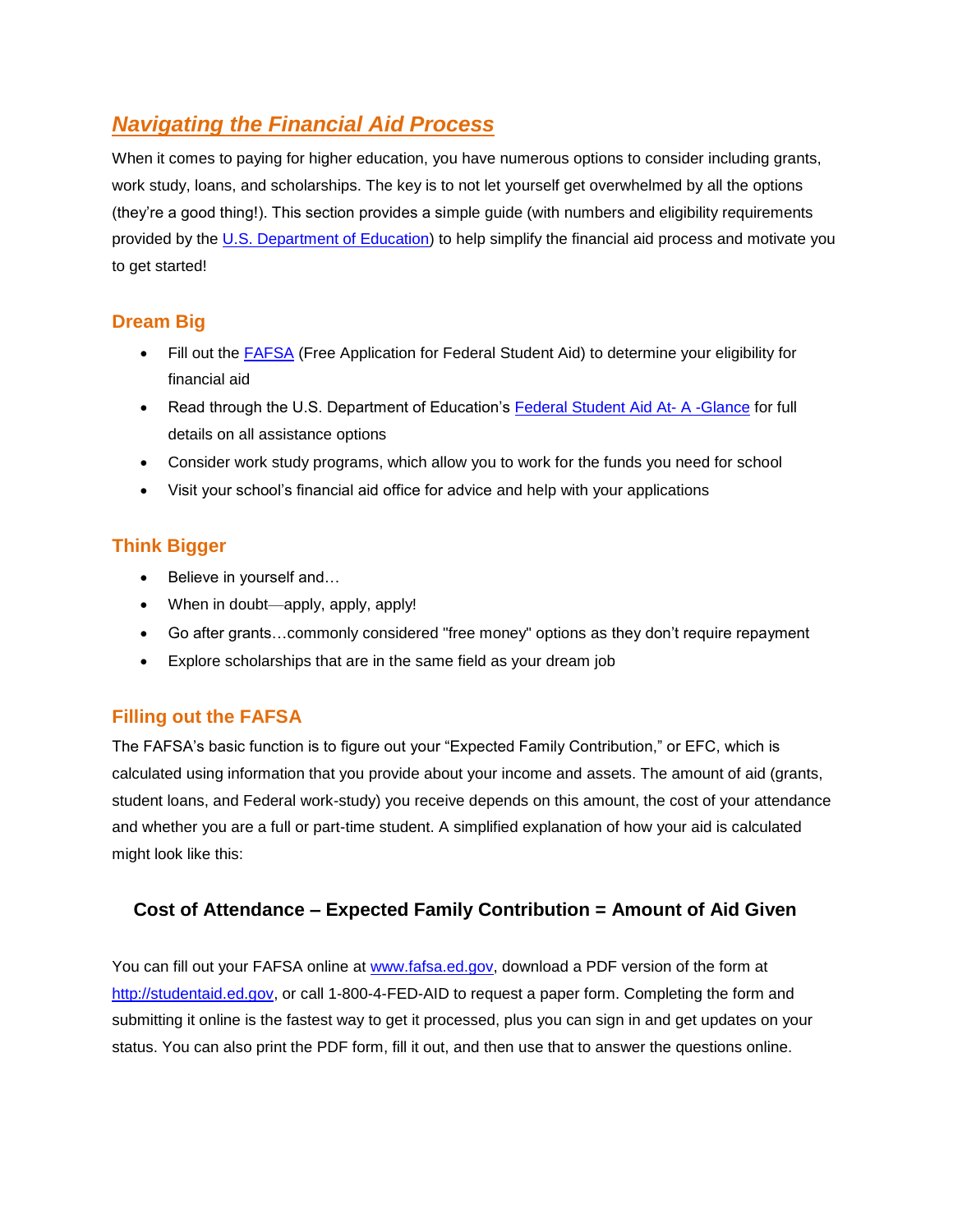# *Navigating the Financial Aid Process*

When it comes to paying for higher education, you have numerous options to consider including grants, work study, loans, and scholarships. The key is to not let yourself get overwhelmed by all the options (they're a good thing!). This section provides a simple guide (with numbers and eligibility requirements provided by the U.S. Department of Education) to help simplify the financial aid process and motivate you to get started!

## Dream Big

- Fill out the FAFSA (Free Application for Federal Student Aid) to determine your eligibility for financial aid
- Read through the U.S. Department of Education's Federal Student Aid At- A -Glance for full details on all assistance options
- Consider work study programs, which allow you to work for the funds you need for school
- Visit your school's financial aid office for advice and help with your applications

## Think Bigger

- Believe in yourself and…
- When in doubt—apply, apply, apply!
- Go after grants…commonly considered "free money" options as they don't require repayment
- Explore scholarships that are in the same field as your dream job

## Filling out the FAFSA

The FAFSA's basic function is to figure out your "Expected Family Contribution," or EFC, which is calculated using information that you provide about your income and assets. The amount of aid (grants, student loans, and Federal work-study) you receive depends on this amount, the cost of your attendance and whether you are a full or part-time student. A simplified explanation of how your aid is calculated might look like this:

**Cost of Attendance – Expected Family Contribution = Amount of Aid Given**

You can fill out your FAFSA online at www.fafsa.ed.gov, download a PDF version of the form at http://studentaid.ed.gov, or call 1-800-4-FED-AID to request a paper form. Completing the form and submitting it online is the fastest way to get it processed, plus you can sign in and get updates on your status. You can also print the PDF form, fill it out, and then use that to answer the questions online.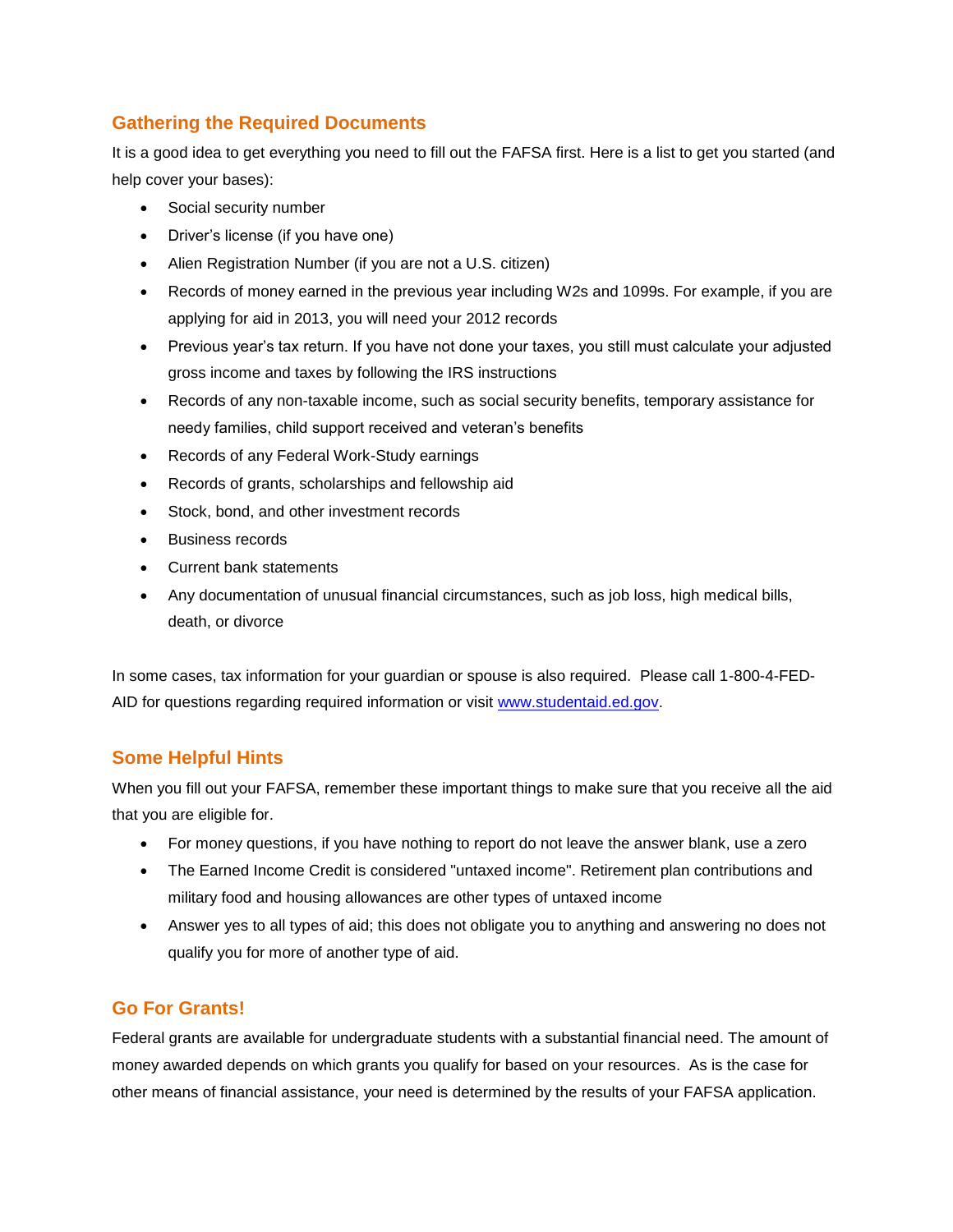## Gathering the Required Documents

It is a good idea to get everything you need to fill out the FAFSA first. Here is a list to get you started (and help cover your bases):

- Social security number
- Driver's license (if you have one)
- Alien Registration Number (if you are not a U.S. citizen)
- Records of money earned in the previous year including W2s and 1099s. For example, if you are applying for aid in 2013, you will need your 2012 records
- Previous year's tax return. If you have not done your taxes, you still must calculate your adjusted gross income and taxes by following the IRS instructions
- Records of any non-taxable income, such as social security benefits, temporary assistance for needy families, child support received and veteran's benefits
- Records of any Federal Work-Study earnings
- Records of grants, scholarships and fellowship aid
- Stock, bond, and other investment records
- Business records
- Current bank statements
- Any documentation of unusual financial circumstances, such as job loss, high medical bills, death, or divorce

In some cases, tax information for your guardian or spouse is also required. Please call 1-800-4-FED-AID for questions regarding required information or visit [www.studentaid.ed.gov](http://www.studentaid.ed.gov).

## Some Helpful Hints

When you fill out your FAFSA, remember these important things to make sure that you receive all the aid that you are eligible for.

- For money questions, if you have nothing to report do not leave the answer blank, use a zero
- The Earned Income Credit is considered "untaxed income". Retirement plan contributions and military food and housing allowances are other types of untaxed income
- Answer yes to all types of aid; this does not obligate you to anything and answering no does not qualify you for more of another type of aid.

## Go For Grants!

Federal grants are available for undergraduate students with a substantial financial need. The amount of money awarded depends on which grants you qualify for based on your resources. As is the case for other means of financial assistance, your need is determined by the results of your FAFSA application.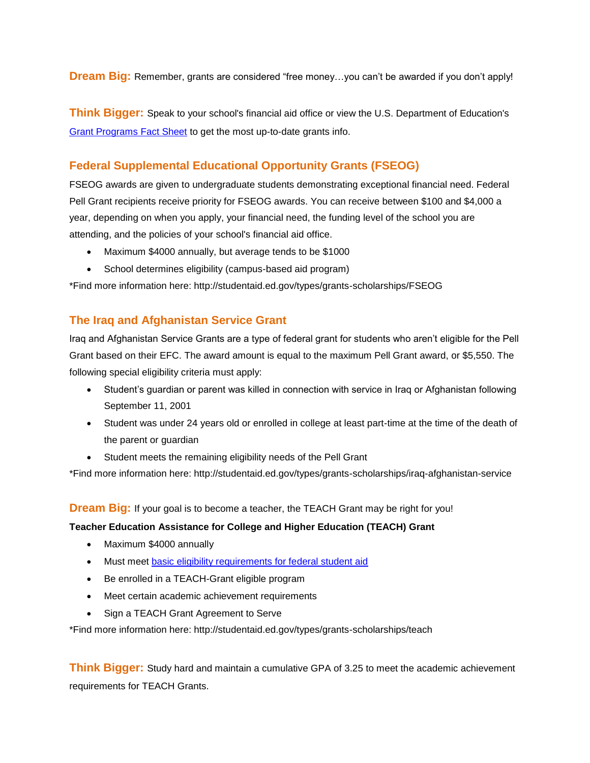**Dream Big:** Remember, grants are considered "free money…you can't be awarded if you don't apply!

**Think Bigger:** Speak to your school's financial aid office or view the U.S. Department of Education's [Grant Programs Fact Sheet]() to get the most up-to-date grants info.

## Federal Supplemental Educational Opportunity Grants (FSEOG)

FSEOG awards are given to undergraduate students demonstrating exceptional financial need. Federal Pell Grant recipients receive priority for FSEOG awards. You can receive between $100 and $4,000 a year, depending on when you apply, your financial need, the funding level of the school you are attending, and the policies of your school's financial aid office.

- Maximum $4000 annually, but average tends to be $1000
- School determines eligibility (campus-based aid program)

*Find more information here: http://studentaid.ed.gov/types/grants-scholarships/FSEOG

## The Iraq and Afghanistan Service Grant

Iraq and Afghanistan Service Grants are a type of federal grant for students who aren't eligible for the Pell Grant based on their EFC. The award amount is equal to the maximum Pell Grant award, or $5,550. The following special eligibility criteria must apply:

- Student's guardian or parent was killed in connection with service in Iraq or Afghanistan following September 11, 2001
- Student was under 24 years old or enrolled in college at least part-time at the time of the death of the parent or guardian
- Student meets the remaining eligibility needs of the Pell Grant

*Find more information here: http://studentaid.ed.gov/types/grants-scholarships/iraq-afghanistan-service

**Dream Big:** If your goal is to become a teacher, the TEACH Grant may be right for you!

**Teacher Education Assistance for College and Higher Education (TEACH) Grant**

- Maximum $4000 annually
- Must meet [basic eligibility requirements for federal student aid]()
- Be enrolled in a TEACH-Grant eligible program
- Meet certain academic achievement requirements
- Sign a TEACH Grant Agreement to Serve

*Find more information here: http://studentaid.ed.gov/types/grants-scholarships/teach

**Think Bigger:** Study hard and maintain a cumulative GPA of 3.25 to meet the academic achievement requirements for TEACH Grants.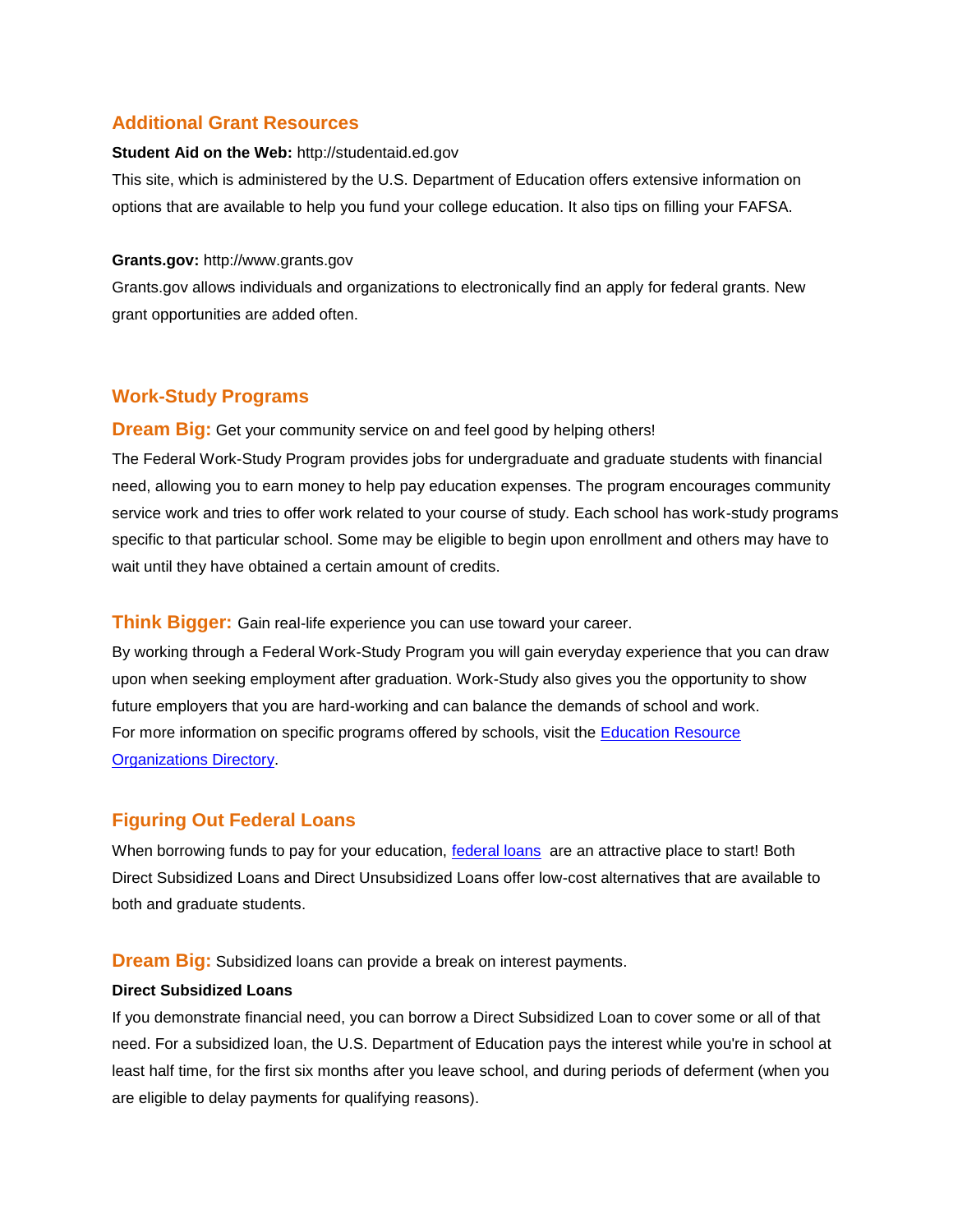## Additional Grant Resources

**Student Aid on the Web:** http://studentaid.ed.gov

This site, which is administered by the U.S. Department of Education offers extensive information on options that are available to help you fund your college education. It also tips on filling your FAFSA.

**Grants.gov:** http://www.grants.gov

Grants.gov allows individuals and organizations to electronically find an apply for federal grants. New grant opportunities are added often.

## Work-Study Programs

**Dream Big:** Get your community service on and feel good by helping others!

The Federal Work-Study Program provides jobs for undergraduate and graduate students with financial need, allowing you to earn money to help pay education expenses. The program encourages community service work and tries to offer work related to your course of study. Each school has work-study programs specific to that particular school. Some may be eligible to begin upon enrollment and others may have to wait until they have obtained a certain amount of credits.

**Think Bigger:** Gain real-life experience you can use toward your career.

By working through a Federal Work-Study Program you will gain everyday experience that you can draw upon when seeking employment after graduation. Work-Study also gives you the opportunity to show future employers that you are hard-working and can balance the demands of school and work.

For more information on specific programs offered by schools, visit the Education Resource Organizations Directory.

## Figuring Out Federal Loans

When borrowing funds to pay for your education, federal loans are an attractive place to start! Both Direct Subsidized Loans and Direct Unsubsidized Loans offer low-cost alternatives that are available to both and graduate students.

**Dream Big:** Subsidized loans can provide a break on interest payments.

**Direct Subsidized Loans**

If you demonstrate financial need, you can borrow a Direct Subsidized Loan to cover some or all of that need. For a subsidized loan, the U.S. Department of Education pays the interest while you're in school at least half time, for the first six months after you leave school, and during periods of deferment (when you are eligible to delay payments for qualifying reasons).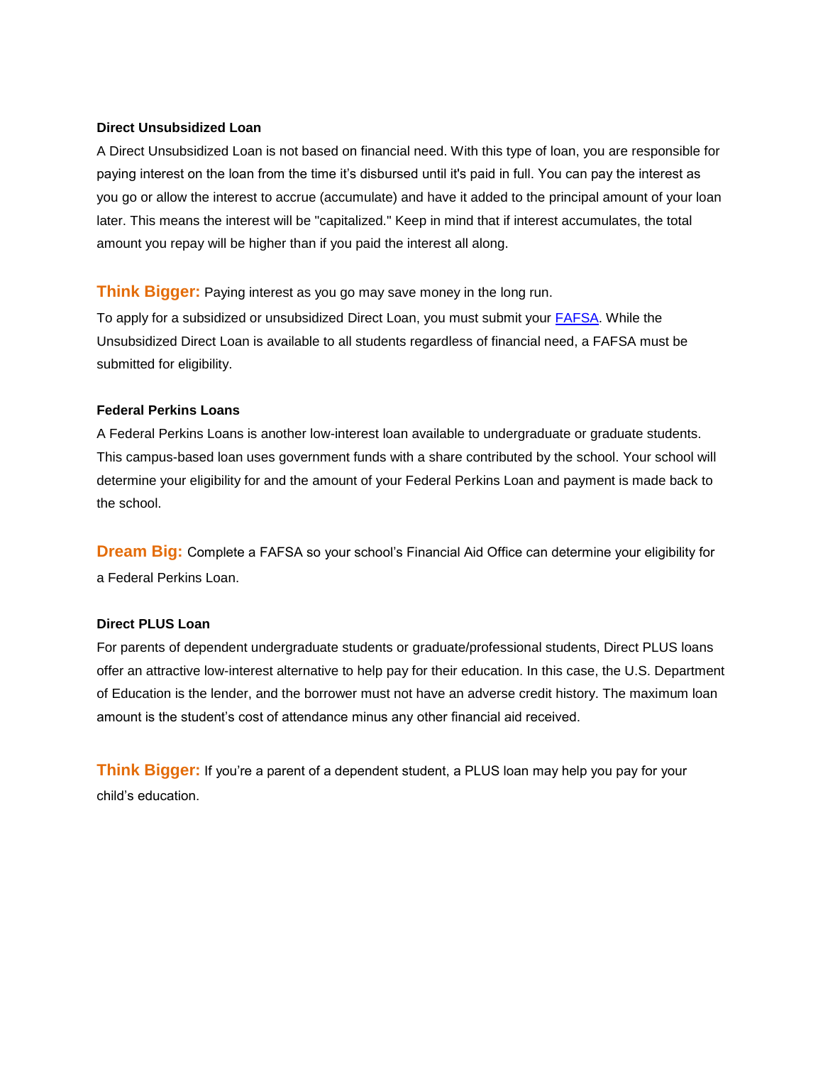### Direct Unsubsidized Loan

A Direct Unsubsidized Loan is not based on financial need. With this type of loan, you are responsible for paying interest on the loan from the time it's disbursed until it's paid in full. You can pay the interest as you go or allow the interest to accrue (accumulate) and have it added to the principal amount of your loan later. This means the interest will be "capitalized." Keep in mind that if interest accumulates, the total amount you repay will be higher than if you paid the interest all along.

**Think Bigger:** Paying interest as you go may save money in the long run.

To apply for a subsidized or unsubsidized Direct Loan, you must submit your [FAFSA](). While the Unsubsidized Direct Loan is available to all students regardless of financial need, a FAFSA must be submitted for eligibility.

### Federal Perkins Loans

A Federal Perkins Loans is another low-interest loan available to undergraduate or graduate students. This campus-based loan uses government funds with a share contributed by the school. Your school will determine your eligibility for and the amount of your Federal Perkins Loan and payment is made back to the school.

**Dream Big:** Complete a FAFSA so your school's Financial Aid Office can determine your eligibility for a Federal Perkins Loan.

### Direct PLUS Loan

For parents of dependent undergraduate students or graduate/professional students, Direct PLUS loans offer an attractive low-interest alternative to help pay for their education. In this case, the U.S. Department of Education is the lender, and the borrower must not have an adverse credit history. The maximum loan amount is the student's cost of attendance minus any other financial aid received.

**Think Bigger:** If you're a parent of a dependent student, a PLUS loan may help you pay for your child's education.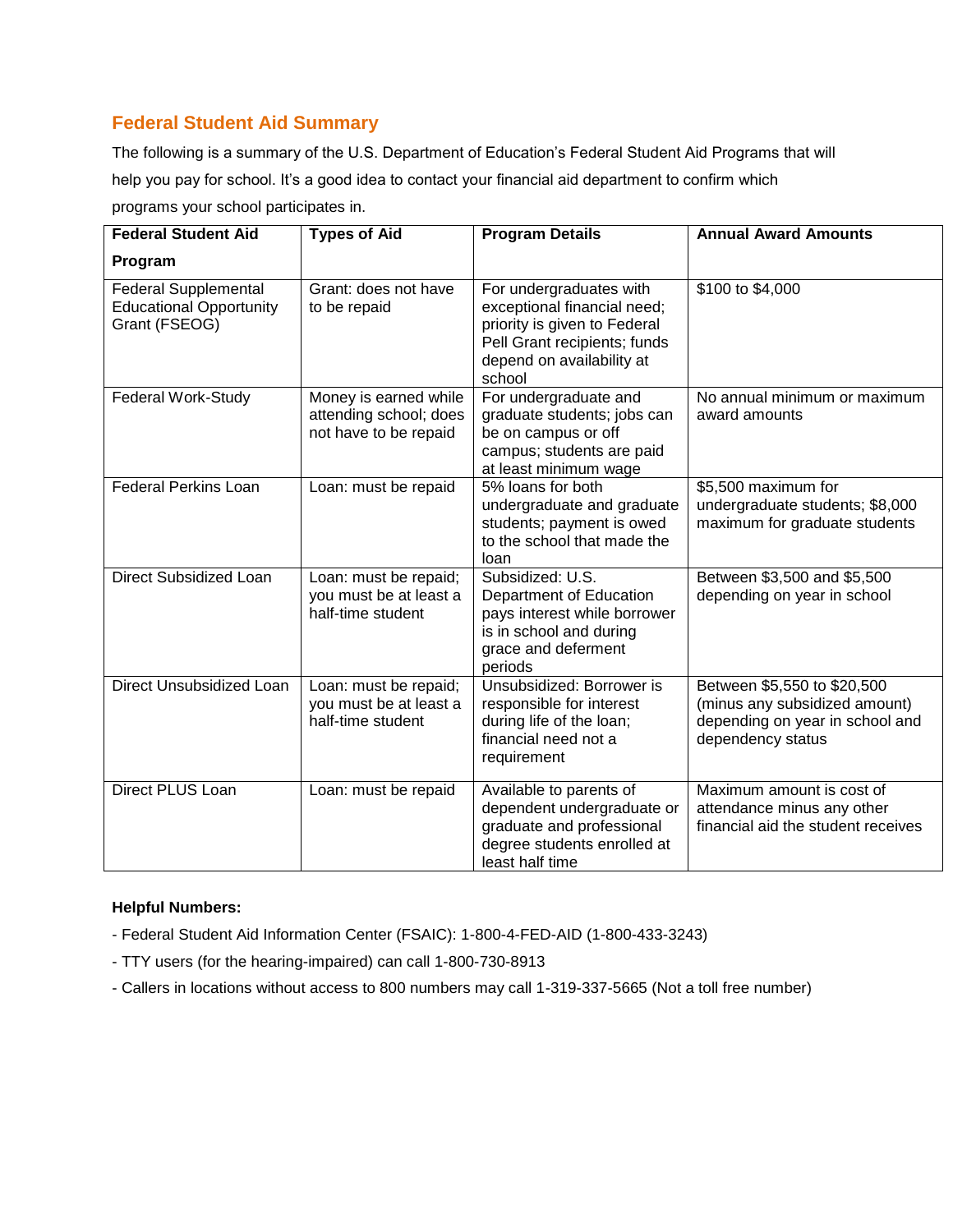## Federal Student Aid Summary

The following is a summary of the U.S. Department of Education's Federal Student Aid Programs that will help you pay for school. It's a good idea to contact your financial aid department to confirm which programs your school participates in.

| Federal Student Aid Program | Types of Aid | Program Details | Annual Award Amounts |
| --- | --- | --- | --- |
| Federal Supplemental Educational Opportunity Grant (FSEOG) | Grant: does not have to be repaid | For undergraduates with exceptional financial need; priority is given to Federal Pell Grant recipients; funds depend on availability at school | $100 to $4,000 |
| Federal Work-Study | Money is earned while attending school; does not have to be repaid | For undergraduate and graduate students; jobs can be on campus or off campus; students are paid at least minimum wage | No annual minimum or maximum award amounts |
| Federal Perkins Loan | Loan: must be repaid | 5% loans for both undergraduate and graduate students; payment is owed to the school that made the loan | $5,500 maximum for undergraduate students; $8,000 maximum for graduate students |
| Direct Subsidized Loan | Loan: must be repaid; you must be at least a half-time student | Subsidized: U.S. Department of Education pays interest while borrower is in school and during grace and deferment periods | Between $3,500 and $5,500 depending on year in school |
| Direct Unsubsidized Loan | Loan: must be repaid; you must be at least a half-time student | Unsubsidized: Borrower is responsible for interest during life of the loan; financial need not a requirement | Between $5,550 to $20,500 (minus any subsidized amount) depending on year in school and dependency status |
| Direct PLUS Loan | Loan: must be repaid | Available to parents of dependent undergraduate or graduate and professional degree students enrolled at least half time | Maximum amount is cost of attendance minus any other financial aid the student receives |

**Helpful Numbers:**

- Federal Student Aid Information Center (FSAIC): 1-800-4-FED-AID (1-800-433-3243)
- TTY users (for the hearing-impaired) can call 1-800-730-8913
- Callers in locations without access to 800 numbers may call 1-319-337-5665 (Not a toll free number)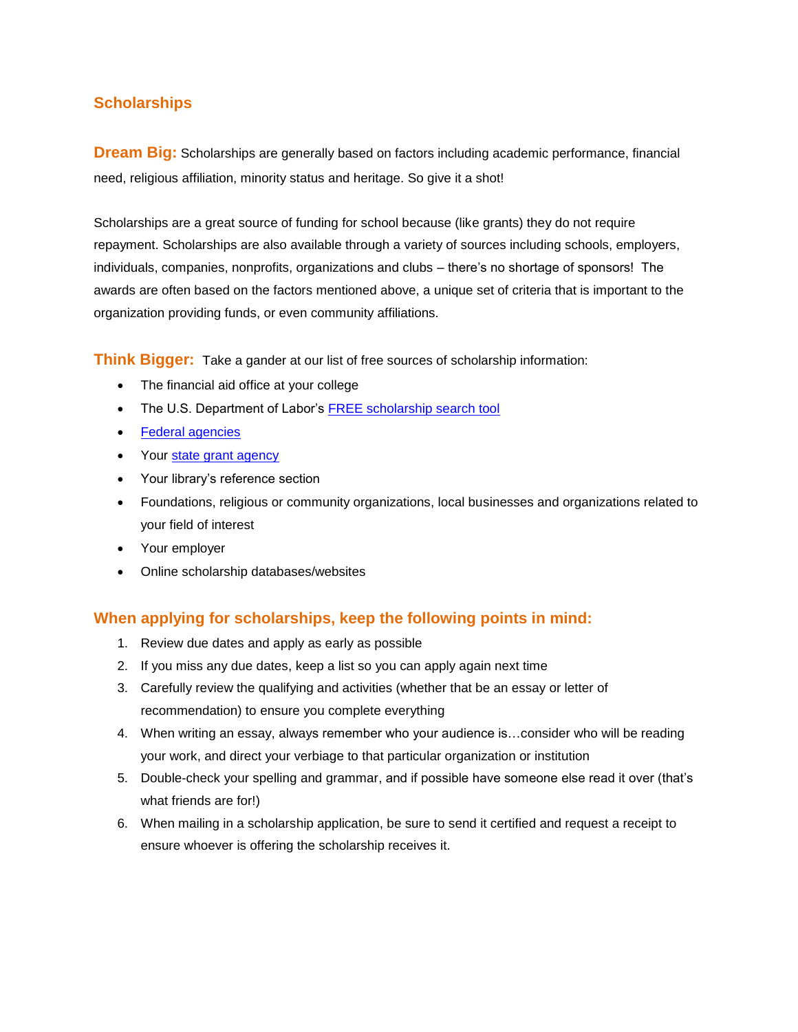## Scholarships

**Dream Big:** Scholarships are generally based on factors including academic performance, financial need, religious affiliation, minority status and heritage. So give it a shot!

Scholarships are a great source of funding for school because (like grants) they do not require repayment. Scholarships are also available through a variety of sources including schools, employers, individuals, companies, nonprofits, organizations and clubs – there's no shortage of sponsors! The awards are often based on the factors mentioned above, a unique set of criteria that is important to the organization providing funds, or even community affiliations.

**Think Bigger:** Take a gander at our list of free sources of scholarship information:

- The financial aid office at your college
- The U.S. Department of Labor's FREE scholarship search tool
- Federal agencies
- Your state grant agency
- Your library's reference section
- Foundations, religious or community organizations, local businesses and organizations related to your field of interest
- Your employer
- Online scholarship databases/websites

### When applying for scholarships, keep the following points in mind:

1. Review due dates and apply as early as possible
2. If you miss any due dates, keep a list so you can apply again next time
3. Carefully review the qualifying and activities (whether that be an essay or letter of recommendation) to ensure you complete everything
4. When writing an essay, always remember who your audience is…consider who will be reading your work, and direct your verbiage to that particular organization or institution
5. Double-check your spelling and grammar, and if possible have someone else read it over (that's what friends are for!)
6. When mailing in a scholarship application, be sure to send it certified and request a receipt to ensure whoever is offering the scholarship receives it.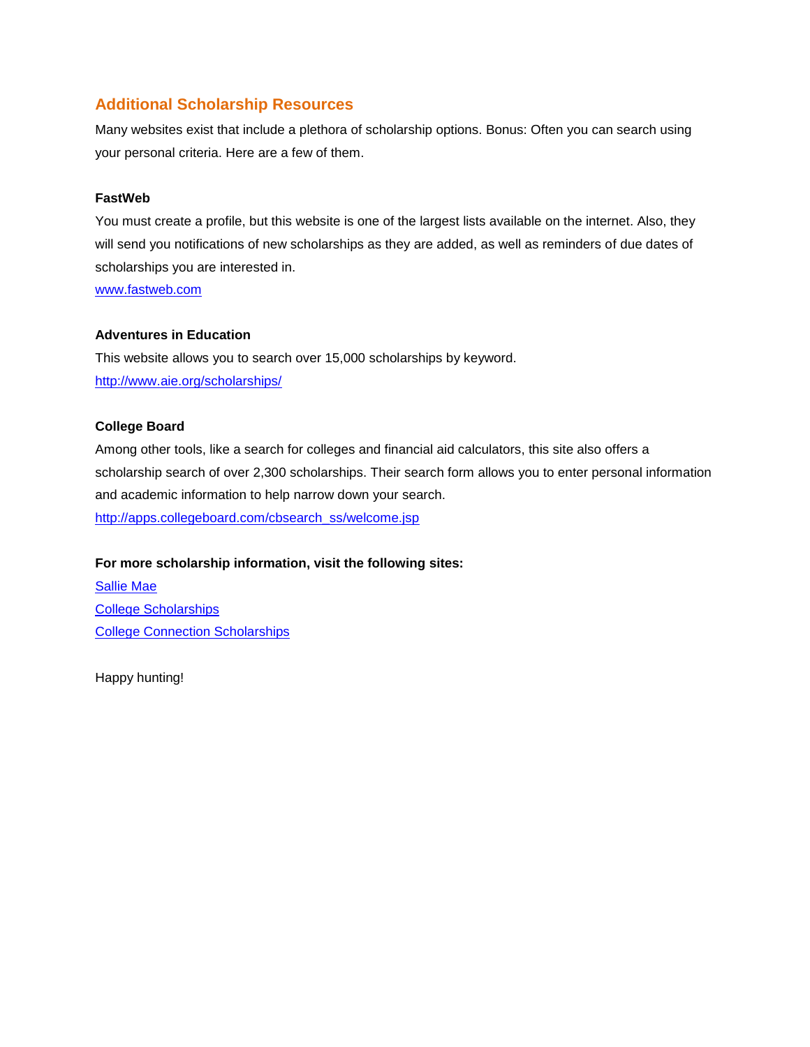## Additional Scholarship Resources

Many websites exist that include a plethora of scholarship options. Bonus: Often you can search using your personal criteria. Here are a few of them.

**FastWeb**

You must create a profile, but this website is one of the largest lists available on the internet. Also, they will send you notifications of new scholarships as they are added, as well as reminders of due dates of scholarships you are interested in.

[www.fastweb.com](http://www.fastweb.com)

**Adventures in Education**

This website allows you to search over 15,000 scholarships by keyword.

[http://www.aie.org/scholarships/](http://www.aie.org/scholarships/)

**College Board**

Among other tools, like a search for colleges and financial aid calculators, this site also offers a scholarship search of over 2,300 scholarships. Their search form allows you to enter personal information and academic information to help narrow down your search.

[http://apps.collegeboard.com/cbsearch_ss/welcome.jsp](http://apps.collegeboard.com/cbsearch_ss/welcome.jsp)

**For more scholarship information, visit the following sites:**

Sallie Mae

College Scholarships

College Connection Scholarships

Happy hunting!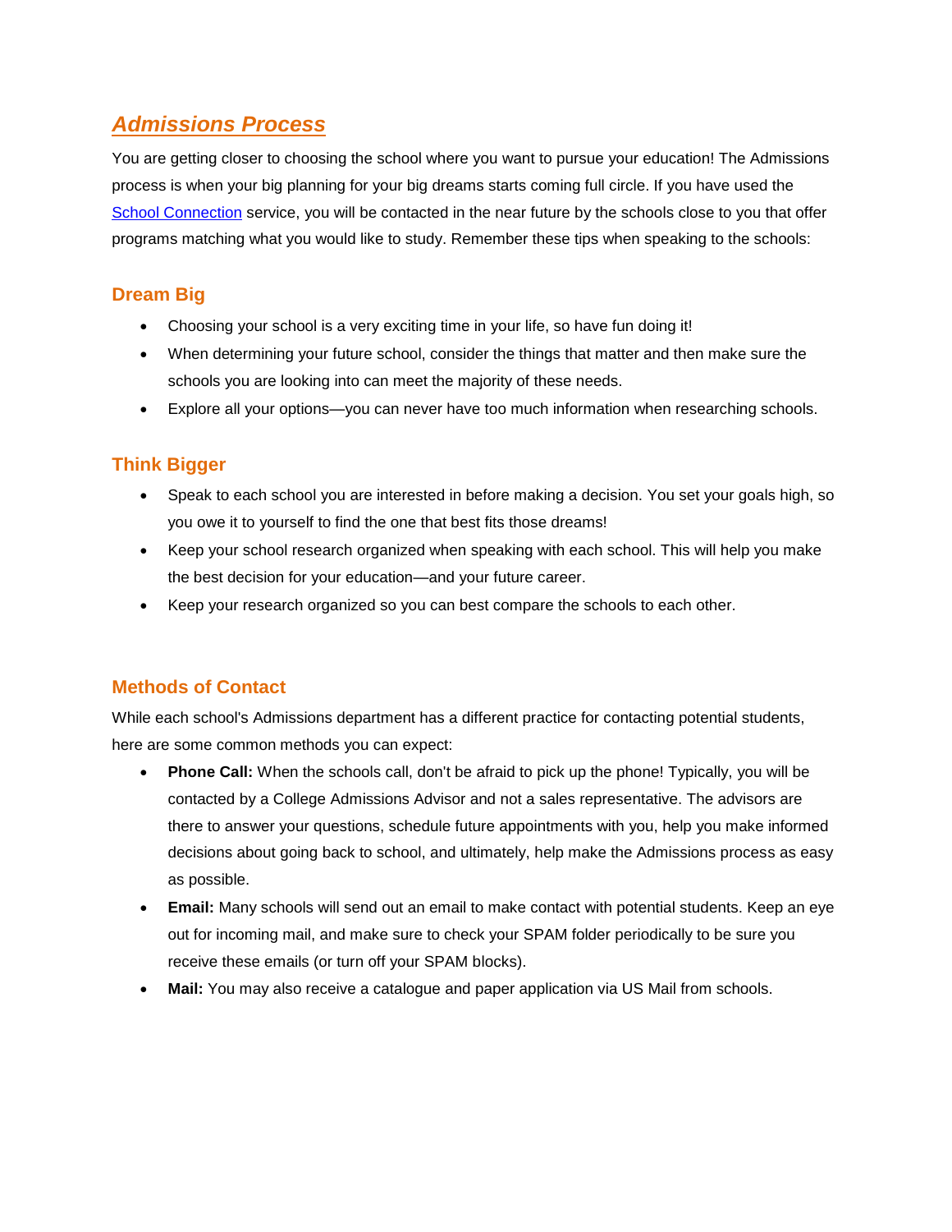## ***Admissions Process***

You are getting closer to choosing the school where you want to pursue your education! The Admissions process is when your big planning for your big dreams starts coming full circle. If you have used the School Connection service, you will be contacted in the near future by the schools close to you that offer programs matching what you would like to study. Remember these tips when speaking to the schools:

### Dream Big

- Choosing your school is a very exciting time in your life, so have fun doing it!
- When determining your future school, consider the things that matter and then make sure the schools you are looking into can meet the majority of these needs.
- Explore all your options—you can never have too much information when researching schools.

### Think Bigger

- Speak to each school you are interested in before making a decision. You set your goals high, so you owe it to yourself to find the one that best fits those dreams!
- Keep your school research organized when speaking with each school. This will help you make the best decision for your education—and your future career.
- Keep your research organized so you can best compare the schools to each other.

### Methods of Contact

While each school's Admissions department has a different practice for contacting potential students, here are some common methods you can expect:

- **Phone Call:** When the schools call, don't be afraid to pick up the phone! Typically, you will be contacted by a College Admissions Advisor and not a sales representative. The advisors are there to answer your questions, schedule future appointments with you, help you make informed decisions about going back to school, and ultimately, help make the Admissions process as easy as possible.
- **Email:** Many schools will send out an email to make contact with potential students. Keep an eye out for incoming mail, and make sure to check your SPAM folder periodically to be sure you receive these emails (or turn off your SPAM blocks).
- **Mail:** You may also receive a catalogue and paper application via US Mail from schools.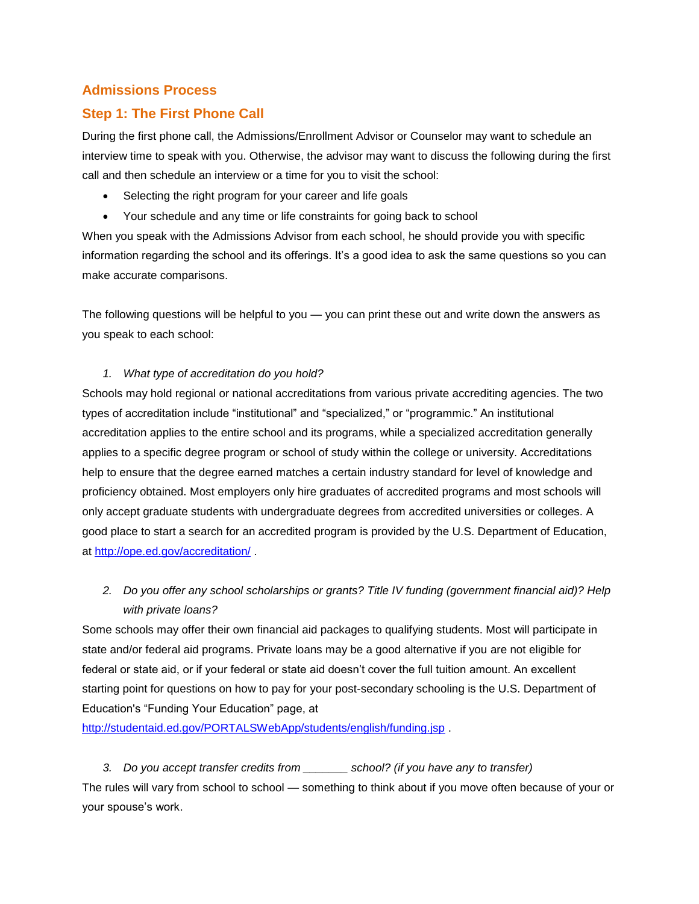## Admissions Process

## Step 1: The First Phone Call

During the first phone call, the Admissions/Enrollment Advisor or Counselor may want to schedule an interview time to speak with you. Otherwise, the advisor may want to discuss the following during the first call and then schedule an interview or a time for you to visit the school:

- Selecting the right program for your career and life goals
- Your schedule and any time or life constraints for going back to school

When you speak with the Admissions Advisor from each school, he should provide you with specific information regarding the school and its offerings. It's a good idea to ask the same questions so you can make accurate comparisons.

The following questions will be helpful to you — you can print these out and write down the answers as you speak to each school:

1. *What type of accreditation do you hold?*

Schools may hold regional or national accreditations from various private accrediting agencies. The two types of accreditation include "institutional" and "specialized," or "programmic." An institutional accreditation applies to the entire school and its programs, while a specialized accreditation generally applies to a specific degree program or school of study within the college or university. Accreditations help to ensure that the degree earned matches a certain industry standard for level of knowledge and proficiency obtained. Most employers only hire graduates of accredited programs and most schools will only accept graduate students with undergraduate degrees from accredited universities or colleges. A good place to start a search for an accredited program is provided by the U.S. Department of Education, at [http://ope.ed.gov/accreditation/](http://ope.ed.gov/accreditation/) .

2. *Do you offer any school scholarships or grants? Title IV funding (government financial aid)? Help with private loans?*

Some schools may offer their own financial aid packages to qualifying students. Most will participate in state and/or federal aid programs. Private loans may be a good alternative if you are not eligible for federal or state aid, or if your federal or state aid doesn't cover the full tuition amount. An excellent starting point for questions on how to pay for your post-secondary schooling is the U.S. Department of Education's "Funding Your Education" page, at [http://studentaid.ed.gov/PORTALSWebApp/students/english/funding.jsp](http://studentaid.ed.gov/PORTALSWebApp/students/english/funding.jsp) .

3. *Do you accept transfer credits from _______ school? (if you have any to transfer)*

The rules will vary from school to school — something to think about if you move often because of your or your spouse's work.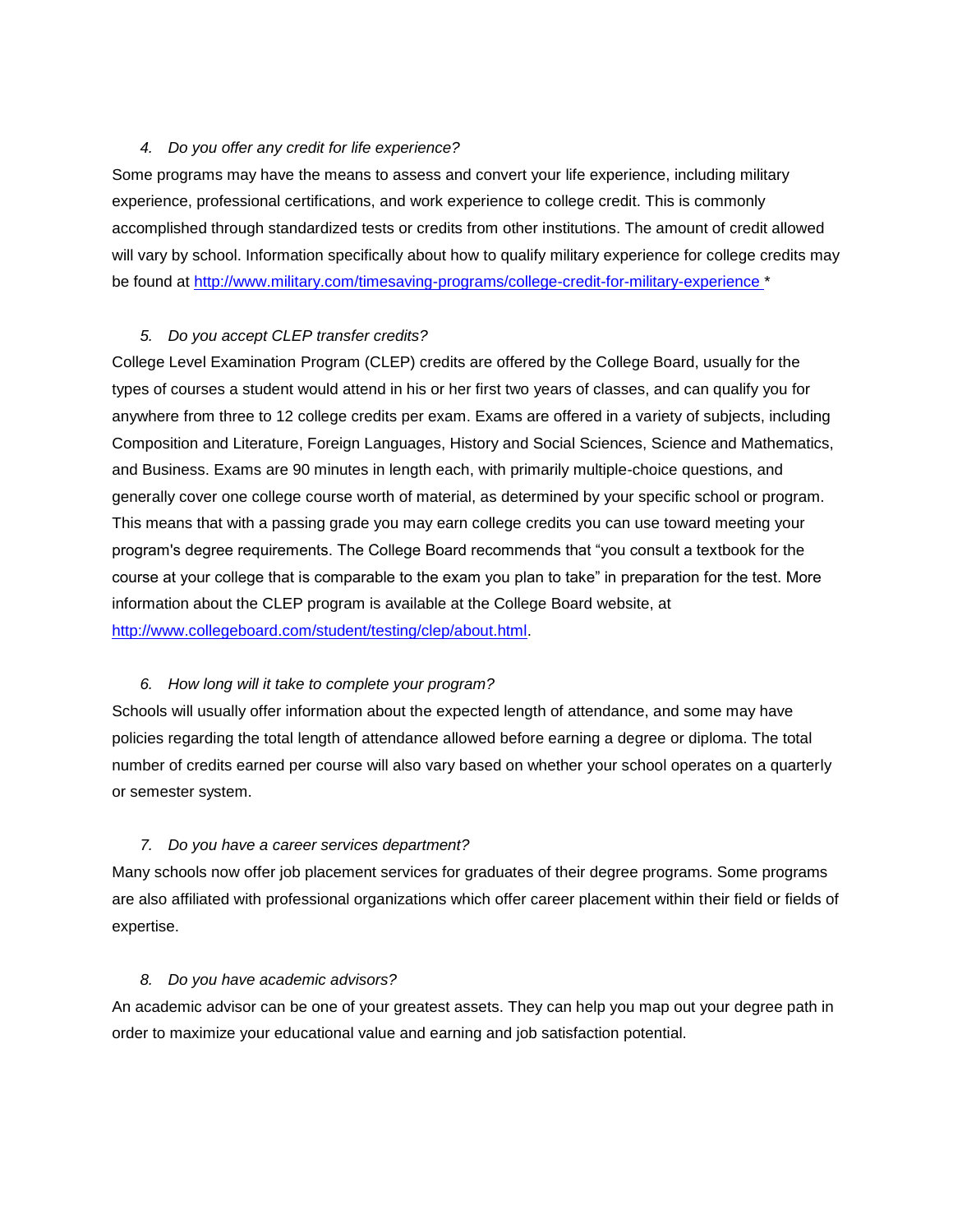*4. Do you offer any credit for life experience?*

Some programs may have the means to assess and convert your life experience, including military experience, professional certifications, and work experience to college credit. This is commonly accomplished through standardized tests or credits from other institutions. The amount of credit allowed will vary by school. Information specifically about how to qualify military experience for college credits may be found at http://www.military.com/timesaving-programs/college-credit-for-military-experience *

*5. Do you accept CLEP transfer credits?*

College Level Examination Program (CLEP) credits are offered by the College Board, usually for the types of courses a student would attend in his or her first two years of classes, and can qualify you for anywhere from three to 12 college credits per exam. Exams are offered in a variety of subjects, including Composition and Literature, Foreign Languages, History and Social Sciences, Science and Mathematics, and Business. Exams are 90 minutes in length each, with primarily multiple-choice questions, and generally cover one college course worth of material, as determined by your specific school or program. This means that with a passing grade you may earn college credits you can use toward meeting your program's degree requirements. The College Board recommends that "you consult a textbook for the course at your college that is comparable to the exam you plan to take" in preparation for the test. More information about the CLEP program is available at the College Board website, at http://www.collegeboard.com/student/testing/clep/about.html.

*6. How long will it take to complete your program?*

Schools will usually offer information about the expected length of attendance, and some may have policies regarding the total length of attendance allowed before earning a degree or diploma. The total number of credits earned per course will also vary based on whether your school operates on a quarterly or semester system.

*7. Do you have a career services department?*

Many schools now offer job placement services for graduates of their degree programs. Some programs are also affiliated with professional organizations which offer career placement within their field or fields of expertise.

*8. Do you have academic advisors?*

An academic advisor can be one of your greatest assets. They can help you map out your degree path in order to maximize your educational value and earning and job satisfaction potential.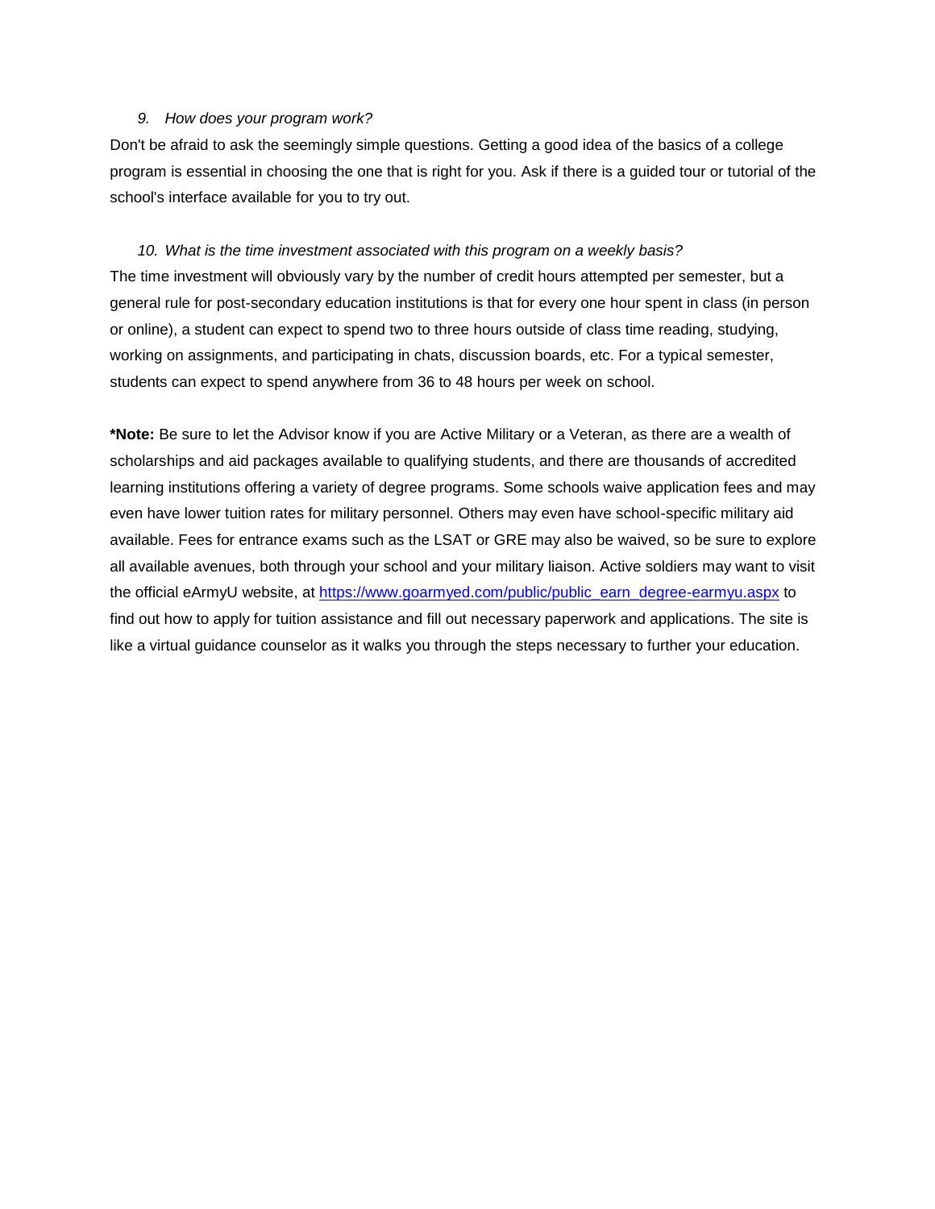*9. How does your program work?*

Don't be afraid to ask the seemingly simple questions. Getting a good idea of the basics of a college program is essential in choosing the one that is right for you. Ask if there is a guided tour or tutorial of the school's interface available for you to try out.

*10. What is the time investment associated with this program on a weekly basis?*

The time investment will obviously vary by the number of credit hours attempted per semester, but a general rule for post-secondary education institutions is that for every one hour spent in class (in person or online), a student can expect to spend two to three hours outside of class time reading, studying, working on assignments, and participating in chats, discussion boards, etc. For a typical semester, students can expect to spend anywhere from 36 to 48 hours per week on school.

**\*Note:** Be sure to let the Advisor know if you are Active Military or a Veteran, as there are a wealth of scholarships and aid packages available to qualifying students, and there are thousands of accredited learning institutions offering a variety of degree programs. Some schools waive application fees and may even have lower tuition rates for military personnel. Others may even have school-specific military aid available. Fees for entrance exams such as the LSAT or GRE may also be waived, so be sure to explore all available avenues, both through your school and your military liaison. Active soldiers may want to visit the official eArmyU website, at [https://www.goarmyed.com/public/public_earn_degree-earmyu.aspx](https://www.goarmyed.com/public/public_earn_degree-earmyu.aspx) to find out how to apply for tuition assistance and fill out necessary paperwork and applications. The site is like a virtual guidance counselor as it walks you through the steps necessary to further your education.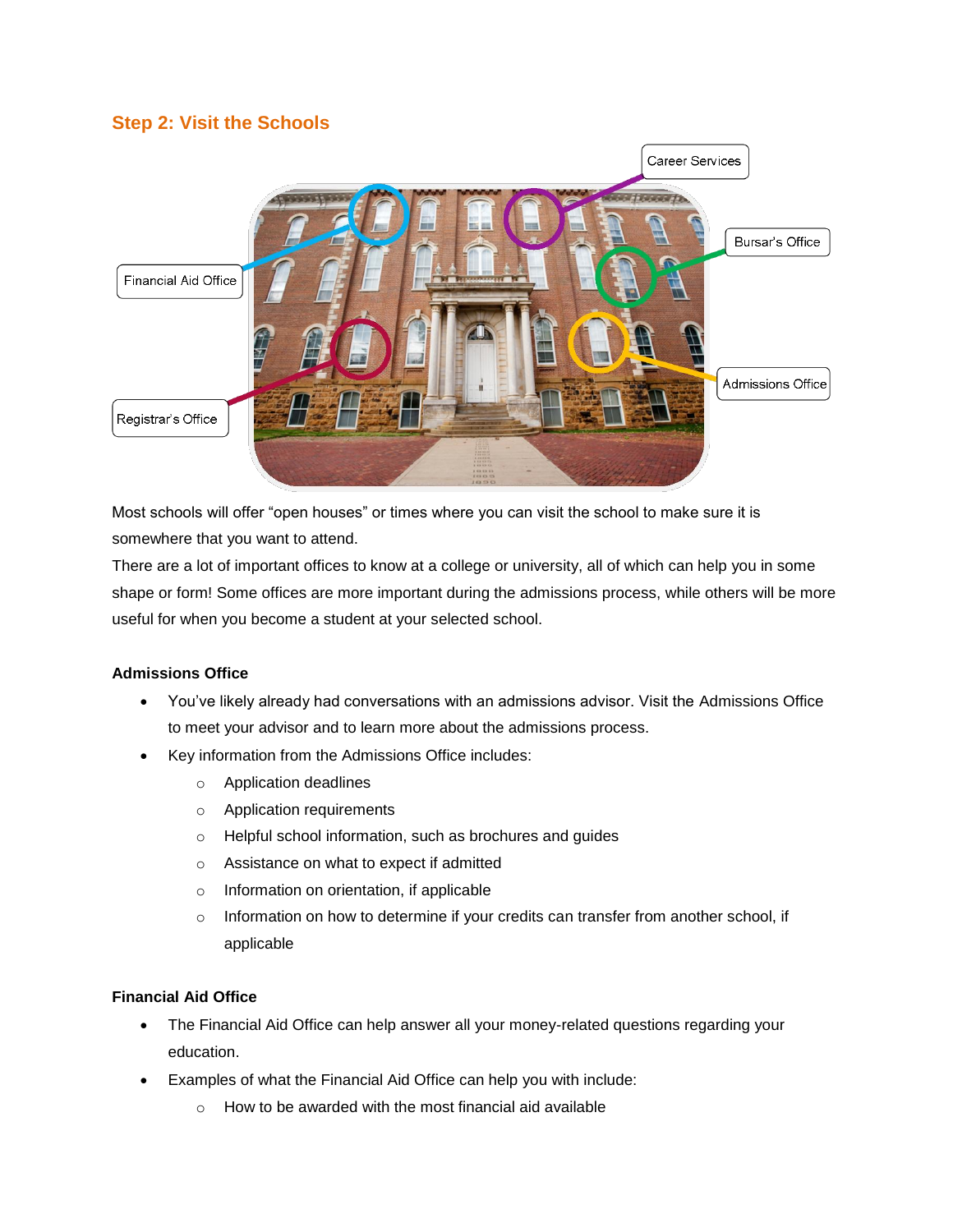## Step 2: Visit the Schools

Most schools will offer "open houses" or times where you can visit the school to make sure it is somewhere that you want to attend.

There are a lot of important offices to know at a college or university, all of which can help you in some shape or form! Some offices are more important during the admissions process, while others will be more useful for when you become a student at your selected school.

**Admissions Office**

- You've likely already had conversations with an admissions advisor. Visit the Admissions Office to meet your advisor and to learn more about the admissions process.
- Key information from the Admissions Office includes:
  - Application deadlines
  - Application requirements
  - Helpful school information, such as brochures and guides
  - Assistance on what to expect if admitted
  - Information on orientation, if applicable
  - Information on how to determine if your credits can transfer from another school, if applicable

**Financial Aid Office**

- The Financial Aid Office can help answer all your money-related questions regarding your education.
- Examples of what the Financial Aid Office can help you with include:
  - How to be awarded with the most financial aid available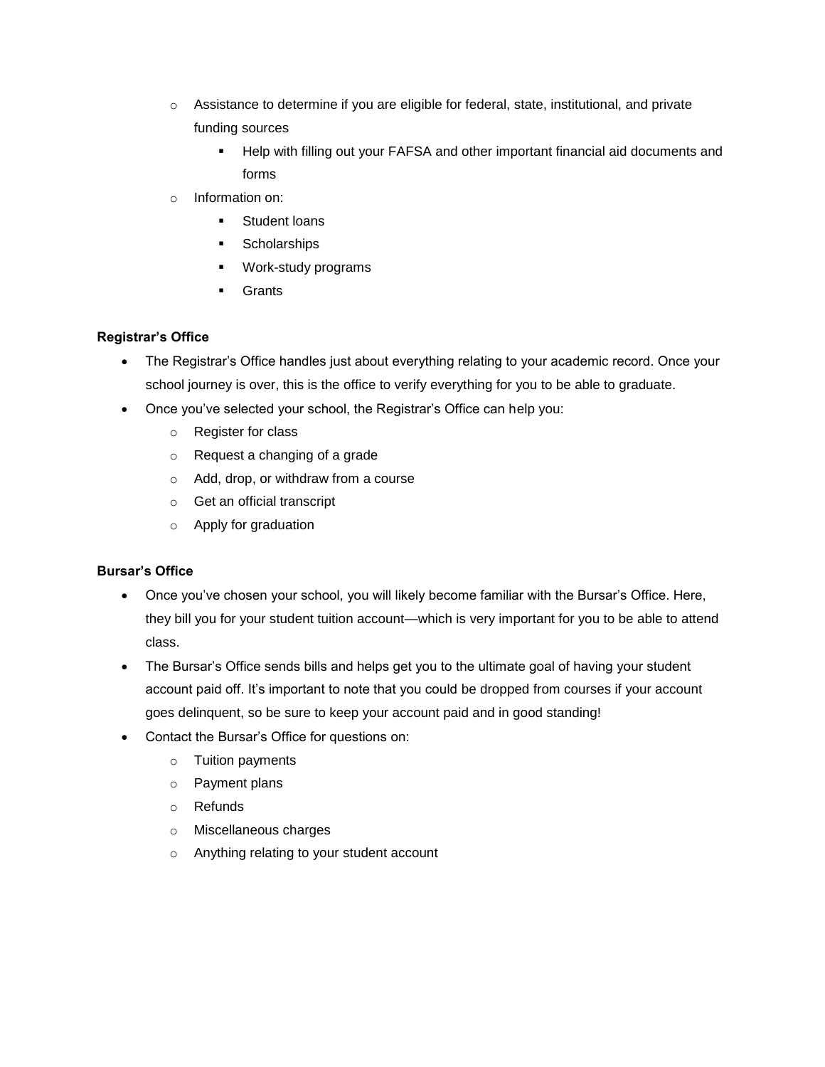- Assistance to determine if you are eligible for federal, state, institutional, and private funding sources
    - Help with filling out your FAFSA and other important financial aid documents and forms
- Information on:
    - Student loans
    - Scholarships
    - Work-study programs
    - Grants

**Registrar's Office**

- The Registrar's Office handles just about everything relating to your academic record. Once your school journey is over, this is the office to verify everything for you to be able to graduate.
- Once you've selected your school, the Registrar's Office can help you:
    - Register for class
    - Request a changing of a grade
    - Add, drop, or withdraw from a course
    - Get an official transcript
    - Apply for graduation

**Bursar's Office**

- Once you've chosen your school, you will likely become familiar with the Bursar's Office. Here, they bill you for your student tuition account—which is very important for you to be able to attend class.
- The Bursar's Office sends bills and helps get you to the ultimate goal of having your student account paid off. It's important to note that you could be dropped from courses if your account goes delinquent, so be sure to keep your account paid and in good standing!
- Contact the Bursar's Office for questions on:
    - Tuition payments
    - Payment plans
    - Refunds
    - Miscellaneous charges
    - Anything relating to your student account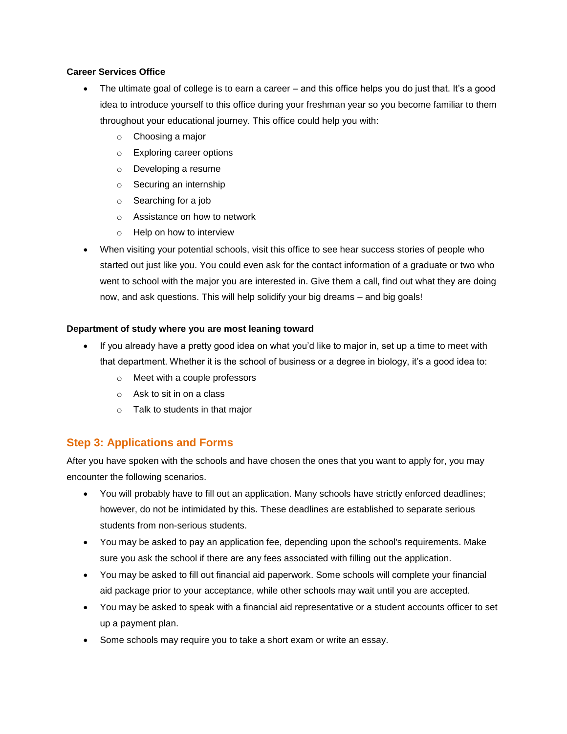**Career Services Office**

- The ultimate goal of college is to earn a career – and this office helps you do just that. It's a good idea to introduce yourself to this office during your freshman year so you become familiar to them throughout your educational journey. This office could help you with:
    - Choosing a major
    - Exploring career options
    - Developing a resume
    - Securing an internship
    - Searching for a job
    - Assistance on how to network
    - Help on how to interview
- When visiting your potential schools, visit this office to see hear success stories of people who started out just like you. You could even ask for the contact information of a graduate or two who went to school with the major you are interested in. Give them a call, find out what they are doing now, and ask questions. This will help solidify your big dreams – and big goals!

**Department of study where you are most leaning toward**

- If you already have a pretty good idea on what you'd like to major in, set up a time to meet with that department. Whether it is the school of business or a degree in biology, it's a good idea to:
    - Meet with a couple professors
    - Ask to sit in on a class
    - Talk to students in that major

## Step 3: Applications and Forms

After you have spoken with the schools and have chosen the ones that you want to apply for, you may encounter the following scenarios.

- You will probably have to fill out an application. Many schools have strictly enforced deadlines; however, do not be intimidated by this. These deadlines are established to separate serious students from non-serious students.
- You may be asked to pay an application fee, depending upon the school's requirements. Make sure you ask the school if there are any fees associated with filling out the application.
- You may be asked to fill out financial aid paperwork. Some schools will complete your financial aid package prior to your acceptance, while other schools may wait until you are accepted.
- You may be asked to speak with a financial aid representative or a student accounts officer to set up a payment plan.
- Some schools may require you to take a short exam or write an essay.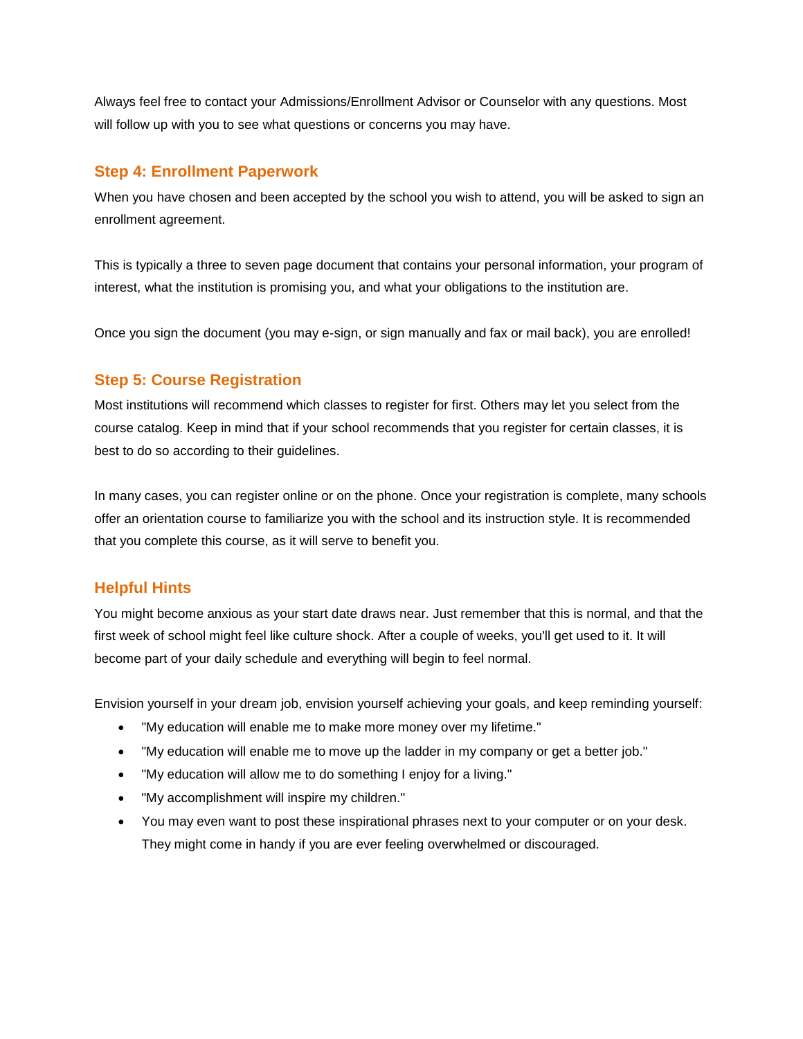Always feel free to contact your Admissions/Enrollment Advisor or Counselor with any questions. Most will follow up with you to see what questions or concerns you may have.

### Step 4: Enrollment Paperwork

When you have chosen and been accepted by the school you wish to attend, you will be asked to sign an enrollment agreement.

This is typically a three to seven page document that contains your personal information, your program of interest, what the institution is promising you, and what your obligations to the institution are.

Once you sign the document (you may e-sign, or sign manually and fax or mail back), you are enrolled!

### Step 5: Course Registration

Most institutions will recommend which classes to register for first. Others may let you select from the course catalog. Keep in mind that if your school recommends that you register for certain classes, it is best to do so according to their guidelines.

In many cases, you can register online or on the phone. Once your registration is complete, many schools offer an orientation course to familiarize you with the school and its instruction style. It is recommended that you complete this course, as it will serve to benefit you.

### Helpful Hints

You might become anxious as your start date draws near. Just remember that this is normal, and that the first week of school might feel like culture shock. After a couple of weeks, you'll get used to it. It will become part of your daily schedule and everything will begin to feel normal.

Envision yourself in your dream job, envision yourself achieving your goals, and keep reminding yourself:

- "My education will enable me to make more money over my lifetime."
- "My education will enable me to move up the ladder in my company or get a better job."
- "My education will allow me to do something I enjoy for a living."
- "My accomplishment will inspire my children."
- You may even want to post these inspirational phrases next to your computer or on your desk. They might come in handy if you are ever feeling overwhelmed or discouraged.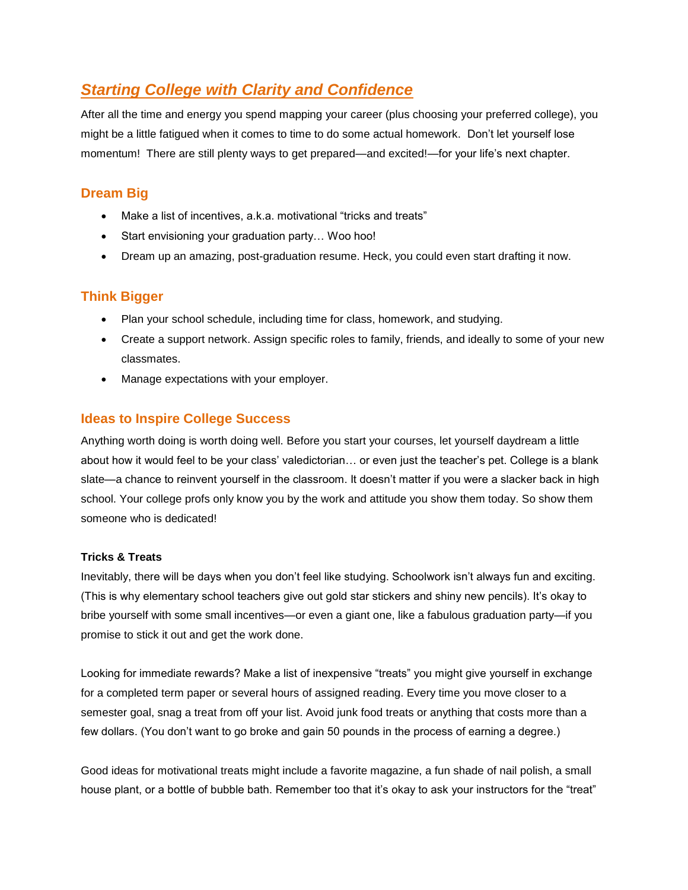## *Starting College with Clarity and Confidence*

After all the time and energy you spend mapping your career (plus choosing your preferred college), you might be a little fatigued when it comes to time to do some actual homework. Don't let yourself lose momentum! There are still plenty ways to get prepared—and excited!—for your life's next chapter.

### Dream Big

- Make a list of incentives, a.k.a. motivational "tricks and treats"
- Start envisioning your graduation party… Woo hoo!
- Dream up an amazing, post-graduation resume. Heck, you could even start drafting it now.

### Think Bigger

- Plan your school schedule, including time for class, homework, and studying.
- Create a support network. Assign specific roles to family, friends, and ideally to some of your new classmates.
- Manage expectations with your employer.

### Ideas to Inspire College Success

Anything worth doing is worth doing well. Before you start your courses, let yourself daydream a little about how it would feel to be your class' valedictorian… or even just the teacher's pet. College is a blank slate—a chance to reinvent yourself in the classroom. It doesn't matter if you were a slacker back in high school. Your college profs only know you by the work and attitude you show them today. So show them someone who is dedicated!

**Tricks & Treats**

Inevitably, there will be days when you don't feel like studying. Schoolwork isn't always fun and exciting. (This is why elementary school teachers give out gold star stickers and shiny new pencils). It's okay to bribe yourself with some small incentives—or even a giant one, like a fabulous graduation party—if you promise to stick it out and get the work done.

Looking for immediate rewards? Make a list of inexpensive "treats" you might give yourself in exchange for a completed term paper or several hours of assigned reading. Every time you move closer to a semester goal, snag a treat from off your list. Avoid junk food treats or anything that costs more than a few dollars. (You don't want to go broke and gain 50 pounds in the process of earning a degree.)

Good ideas for motivational treats might include a favorite magazine, a fun shade of nail polish, a small house plant, or a bottle of bubble bath. Remember too that it's okay to ask your instructors for the "treat"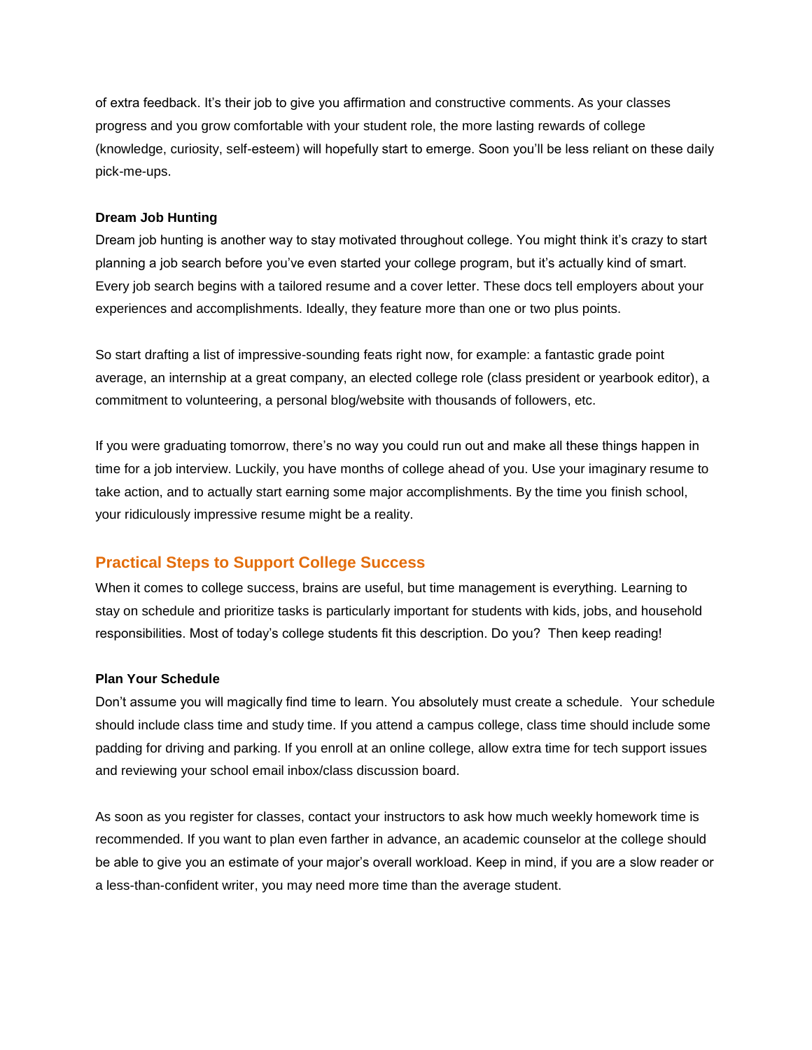of extra feedback. It's their job to give you affirmation and constructive comments. As your classes progress and you grow comfortable with your student role, the more lasting rewards of college (knowledge, curiosity, self-esteem) will hopefully start to emerge. Soon you'll be less reliant on these daily pick-me-ups.

**Dream Job Hunting**

Dream job hunting is another way to stay motivated throughout college. You might think it's crazy to start planning a job search before you've even started your college program, but it's actually kind of smart. Every job search begins with a tailored resume and a cover letter. These docs tell employers about your experiences and accomplishments. Ideally, they feature more than one or two plus points.

So start drafting a list of impressive-sounding feats right now, for example: a fantastic grade point average, an internship at a great company, an elected college role (class president or yearbook editor), a commitment to volunteering, a personal blog/website with thousands of followers, etc.

If you were graduating tomorrow, there's no way you could run out and make all these things happen in time for a job interview. Luckily, you have months of college ahead of you. Use your imaginary resume to take action, and to actually start earning some major accomplishments. By the time you finish school, your ridiculously impressive resume might be a reality.

## Practical Steps to Support College Success

When it comes to college success, brains are useful, but time management is everything. Learning to stay on schedule and prioritize tasks is particularly important for students with kids, jobs, and household responsibilities. Most of today's college students fit this description. Do you? Then keep reading!

**Plan Your Schedule**

Don't assume you will magically find time to learn. You absolutely must create a schedule. Your schedule should include class time and study time. If you attend a campus college, class time should include some padding for driving and parking. If you enroll at an online college, allow extra time for tech support issues and reviewing your school email inbox/class discussion board.

As soon as you register for classes, contact your instructors to ask how much weekly homework time is recommended. If you want to plan even farther in advance, an academic counselor at the college should be able to give you an estimate of your major's overall workload. Keep in mind, if you are a slow reader or a less-than-confident writer, you may need more time than the average student.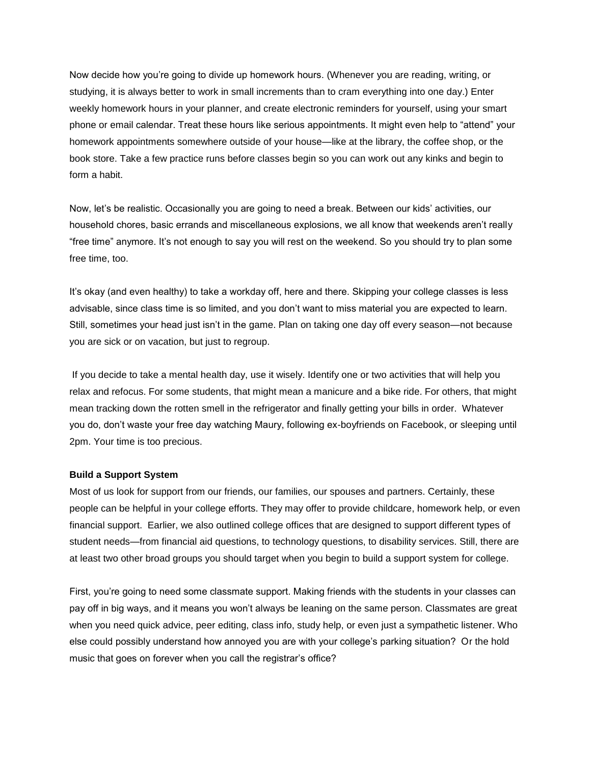Now decide how you're going to divide up homework hours. (Whenever you are reading, writing, or studying, it is always better to work in small increments than to cram everything into one day.) Enter weekly homework hours in your planner, and create electronic reminders for yourself, using your smart phone or email calendar. Treat these hours like serious appointments. It might even help to "attend" your homework appointments somewhere outside of your house—like at the library, the coffee shop, or the book store. Take a few practice runs before classes begin so you can work out any kinks and begin to form a habit.

Now, let's be realistic. Occasionally you are going to need a break. Between our kids' activities, our household chores, basic errands and miscellaneous explosions, we all know that weekends aren't really "free time" anymore. It's not enough to say you will rest on the weekend. So you should try to plan some free time, too.

It's okay (and even healthy) to take a workday off, here and there. Skipping your college classes is less advisable, since class time is so limited, and you don't want to miss material you are expected to learn. Still, sometimes your head just isn't in the game. Plan on taking one day off every season—not because you are sick or on vacation, but just to regroup.

If you decide to take a mental health day, use it wisely. Identify one or two activities that will help you relax and refocus. For some students, that might mean a manicure and a bike ride. For others, that might mean tracking down the rotten smell in the refrigerator and finally getting your bills in order. Whatever you do, don't waste your free day watching Maury, following ex-boyfriends on Facebook, or sleeping until 2pm. Your time is too precious.

**Build a Support System**

Most of us look for support from our friends, our families, our spouses and partners. Certainly, these people can be helpful in your college efforts. They may offer to provide childcare, homework help, or even financial support. Earlier, we also outlined college offices that are designed to support different types of student needs—from financial aid questions, to technology questions, to disability services. Still, there are at least two other broad groups you should target when you begin to build a support system for college.

First, you're going to need some classmate support. Making friends with the students in your classes can pay off in big ways, and it means you won't always be leaning on the same person. Classmates are great when you need quick advice, peer editing, class info, study help, or even just a sympathetic listener. Who else could possibly understand how annoyed you are with your college's parking situation? Or the hold music that goes on forever when you call the registrar's office?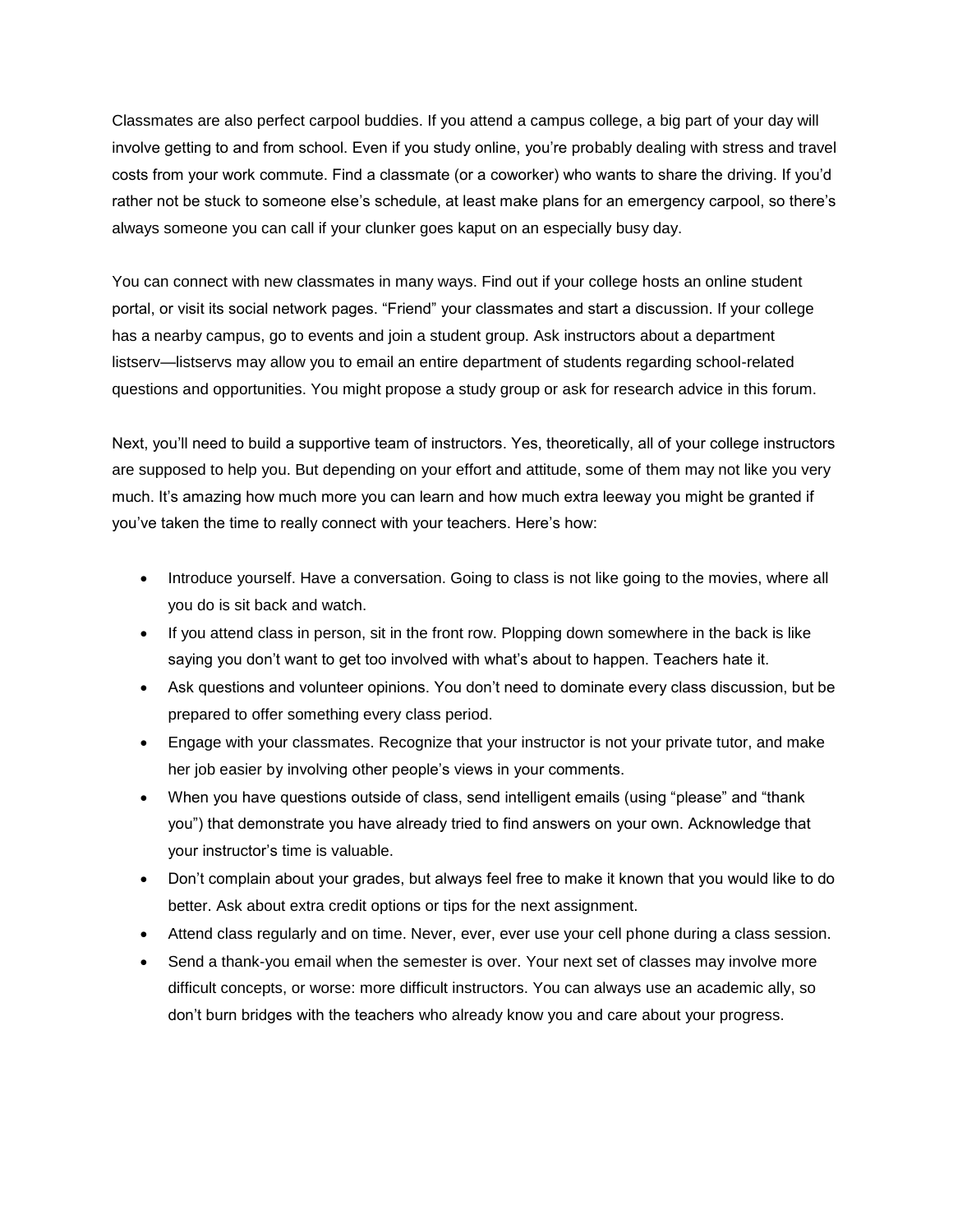Classmates are also perfect carpool buddies. If you attend a campus college, a big part of your day will involve getting to and from school. Even if you study online, you're probably dealing with stress and travel costs from your work commute. Find a classmate (or a coworker) who wants to share the driving. If you'd rather not be stuck to someone else's schedule, at least make plans for an emergency carpool, so there's always someone you can call if your clunker goes kaput on an especially busy day.

You can connect with new classmates in many ways. Find out if your college hosts an online student portal, or visit its social network pages. "Friend" your classmates and start a discussion. If your college has a nearby campus, go to events and join a student group. Ask instructors about a department listserv—listservs may allow you to email an entire department of students regarding school-related questions and opportunities. You might propose a study group or ask for research advice in this forum.

Next, you'll need to build a supportive team of instructors. Yes, theoretically, all of your college instructors are supposed to help you. But depending on your effort and attitude, some of them may not like you very much. It's amazing how much more you can learn and how much extra leeway you might be granted if you've taken the time to really connect with your teachers. Here's how:

- Introduce yourself. Have a conversation. Going to class is not like going to the movies, where all you do is sit back and watch.
- If you attend class in person, sit in the front row. Plopping down somewhere in the back is like saying you don't want to get too involved with what's about to happen. Teachers hate it.
- Ask questions and volunteer opinions. You don't need to dominate every class discussion, but be prepared to offer something every class period.
- Engage with your classmates. Recognize that your instructor is not your private tutor, and make her job easier by involving other people's views in your comments.
- When you have questions outside of class, send intelligent emails (using "please" and "thank you") that demonstrate you have already tried to find answers on your own. Acknowledge that your instructor's time is valuable.
- Don't complain about your grades, but always feel free to make it known that you would like to do better. Ask about extra credit options or tips for the next assignment.
- Attend class regularly and on time. Never, ever, ever use your cell phone during a class session.
- Send a thank-you email when the semester is over. Your next set of classes may involve more difficult concepts, or worse: more difficult instructors. You can always use an academic ally, so don't burn bridges with the teachers who already know you and care about your progress.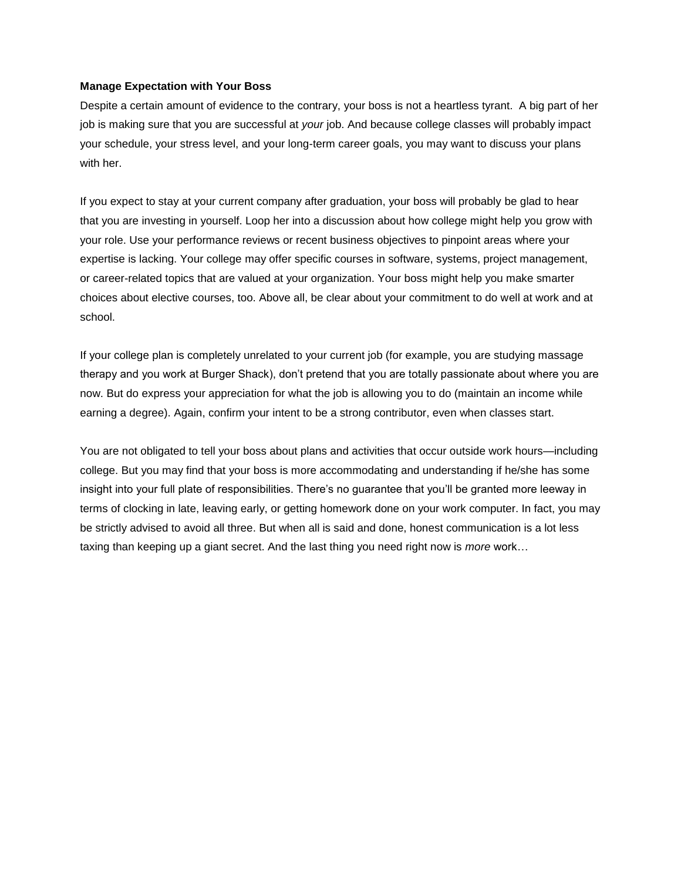**Manage Expectation with Your Boss**

Despite a certain amount of evidence to the contrary, your boss is not a heartless tyrant. A big part of her job is making sure that you are successful at *your* job. And because college classes will probably impact your schedule, your stress level, and your long-term career goals, you may want to discuss your plans with her.

If you expect to stay at your current company after graduation, your boss will probably be glad to hear that you are investing in yourself. Loop her into a discussion about how college might help you grow with your role. Use your performance reviews or recent business objectives to pinpoint areas where your expertise is lacking. Your college may offer specific courses in software, systems, project management, or career-related topics that are valued at your organization. Your boss might help you make smarter choices about elective courses, too. Above all, be clear about your commitment to do well at work and at school.

If your college plan is completely unrelated to your current job (for example, you are studying massage therapy and you work at Burger Shack), don't pretend that you are totally passionate about where you are now. But do express your appreciation for what the job is allowing you to do (maintain an income while earning a degree). Again, confirm your intent to be a strong contributor, even when classes start.

You are not obligated to tell your boss about plans and activities that occur outside work hours—including college. But you may find that your boss is more accommodating and understanding if he/she has some insight into your full plate of responsibilities. There's no guarantee that you'll be granted more leeway in terms of clocking in late, leaving early, or getting homework done on your work computer. In fact, you may be strictly advised to avoid all three. But when all is said and done, honest communication is a lot less taxing than keeping up a giant secret. And the last thing you need right now is *more* work…